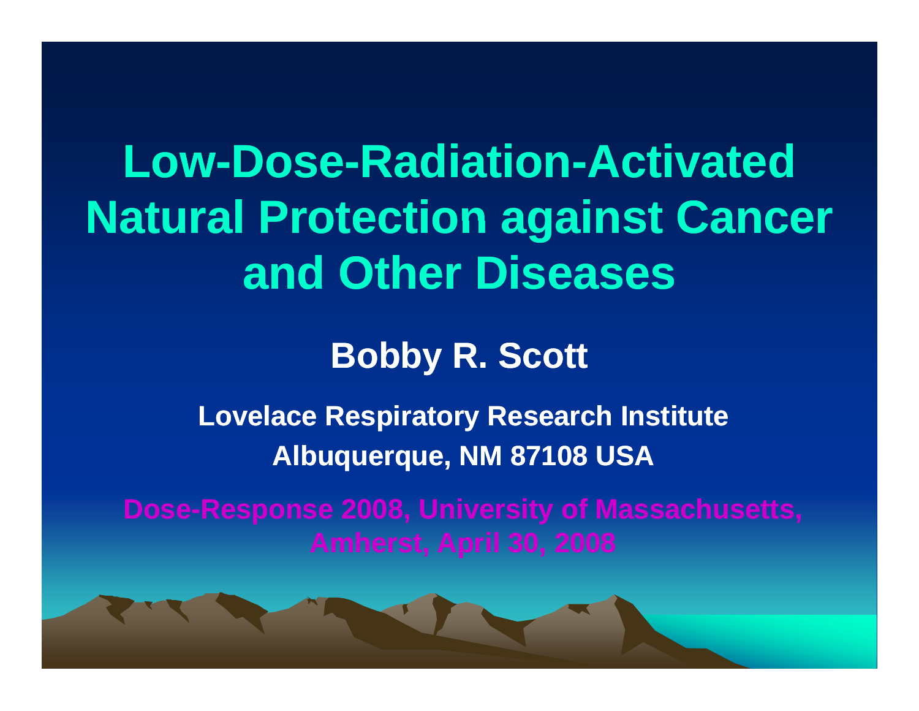# Low-Dose-Radiation-Activated Natural Protection against Cancer and Other Diseases

**Bobby R. Scott**

**Lovelace Respiratory Research Institute**
**Albuquerque, NM 87108 USA**

**Dose-Response 2008, University of Massachusetts, Amherst, April 30, 2008**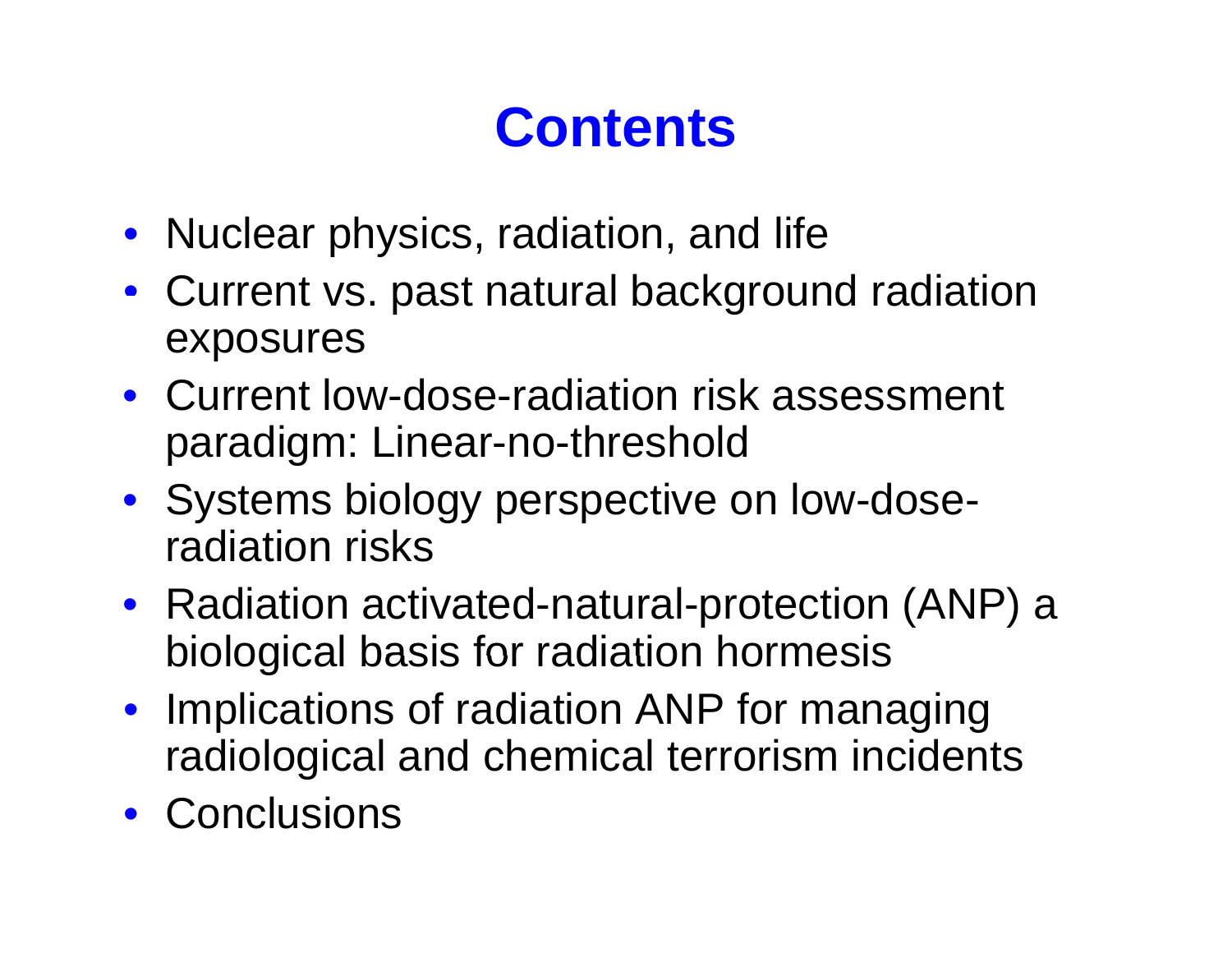# Contents

- Nuclear physics, radiation, and life
- Current vs. past natural background radiation exposures
- Current low-dose-radiation risk assessment paradigm: Linear-no-threshold
- Systems biology perspective on low-dose-radiation risks
- Radiation activated-natural-protection (ANP) a biological basis for radiation hormesis
- Implications of radiation ANP for managing radiological and chemical terrorism incidents
- Conclusions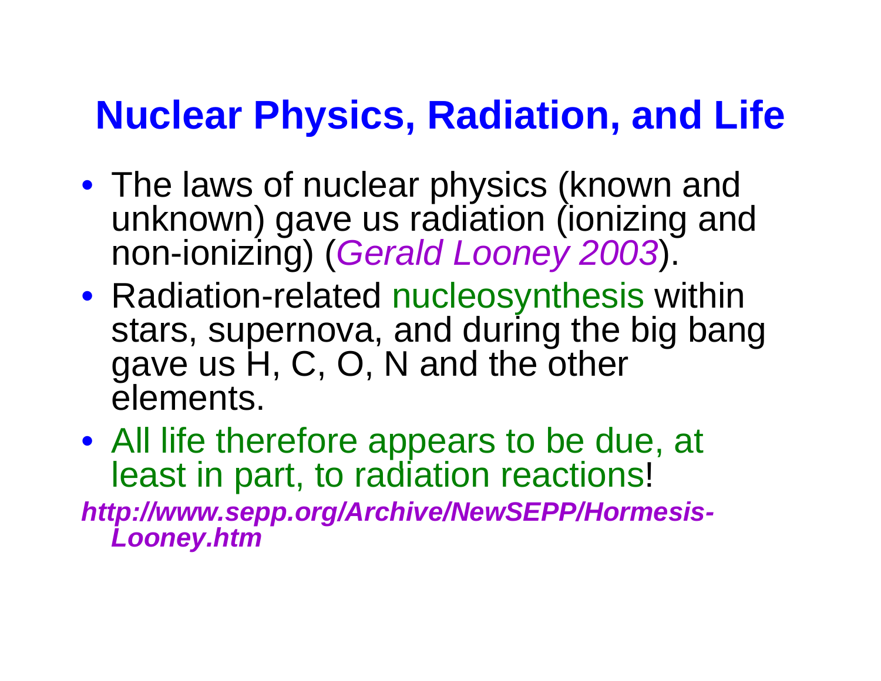# Nuclear Physics, Radiation, and Life

- The laws of nuclear physics (known and unknown) gave us radiation (ionizing and non-ionizing) (*Gerald Looney 2003*).
- Radiation-related nucleosynthesis within stars, supernova, and during the big bang gave us H, C, O, N and the other elements.
- All life therefore appears to be due, at least in part, to radiation reactions!

***http://www.sepp.org/Archive/NewSEPP/Hormesis-Looney.htm***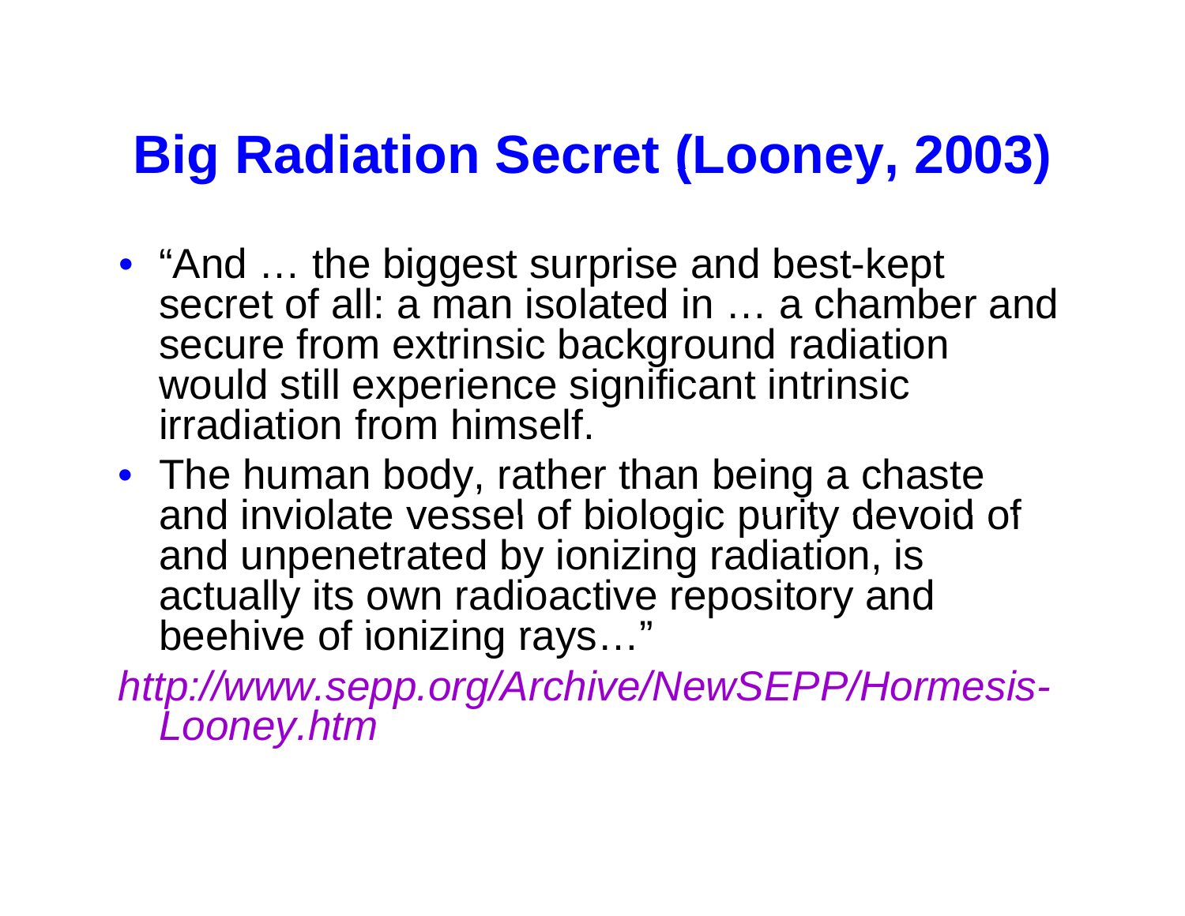# Big Radiation Secret (Looney, 2003)

- "And … the biggest surprise and best-kept secret of all: a man isolated in … a chamber and secure from extrinsic background radiation would still experience significant intrinsic irradiation from himself.
- The human body, rather than being a chaste and inviolate vessel of biologic purity devoid of and unpenetrated by ionizing radiation, is actually its own radioactive repository and beehive of ionizing rays…"

*http://www.sepp.org/Archive/NewSEPP/Hormesis-Looney.htm*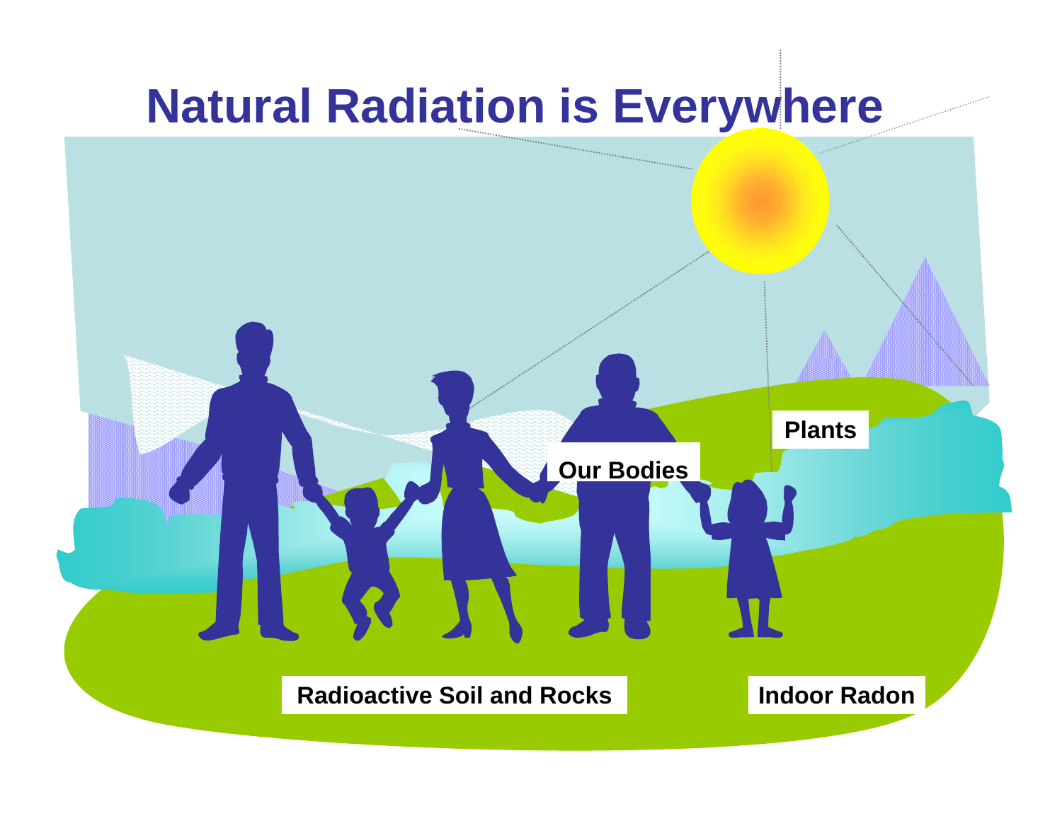# Natural Radiation is Everywhere

Plants

Our Bodies

Radioactive Soil and Rocks

Indoor Radon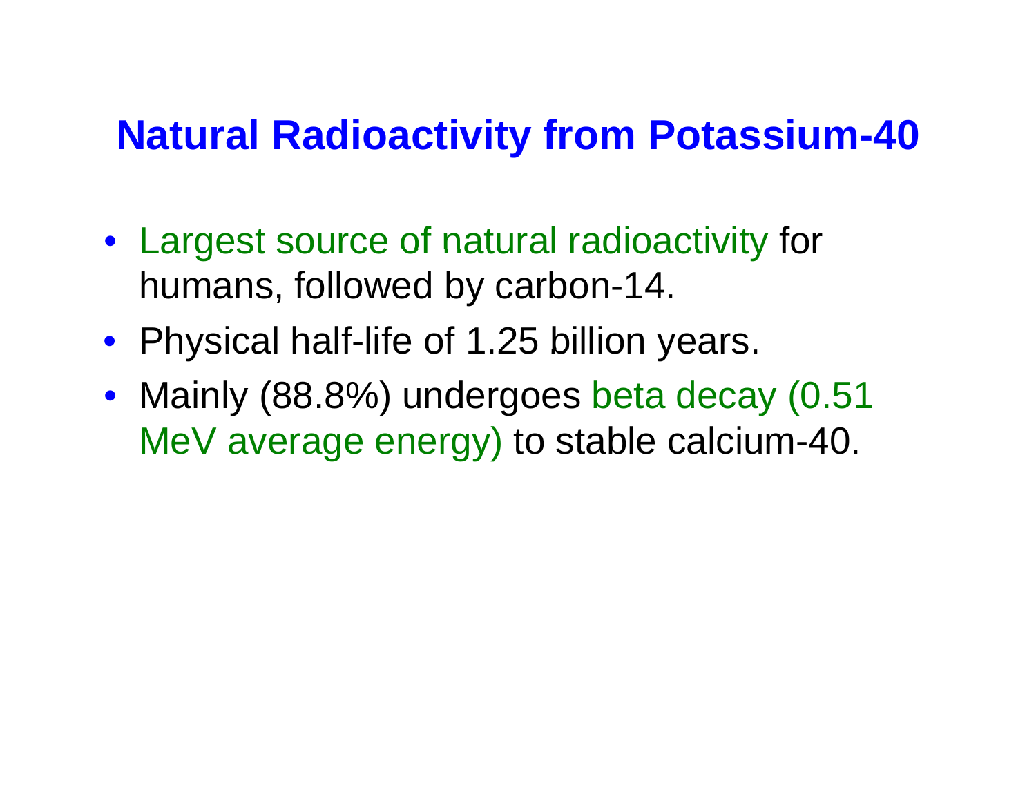# Natural Radioactivity from Potassium-40

- Largest source of natural radioactivity for humans, followed by carbon-14.
- Physical half-life of 1.25 billion years.
- Mainly (88.8%) undergoes beta decay (0.51 MeV average energy) to stable calcium-40.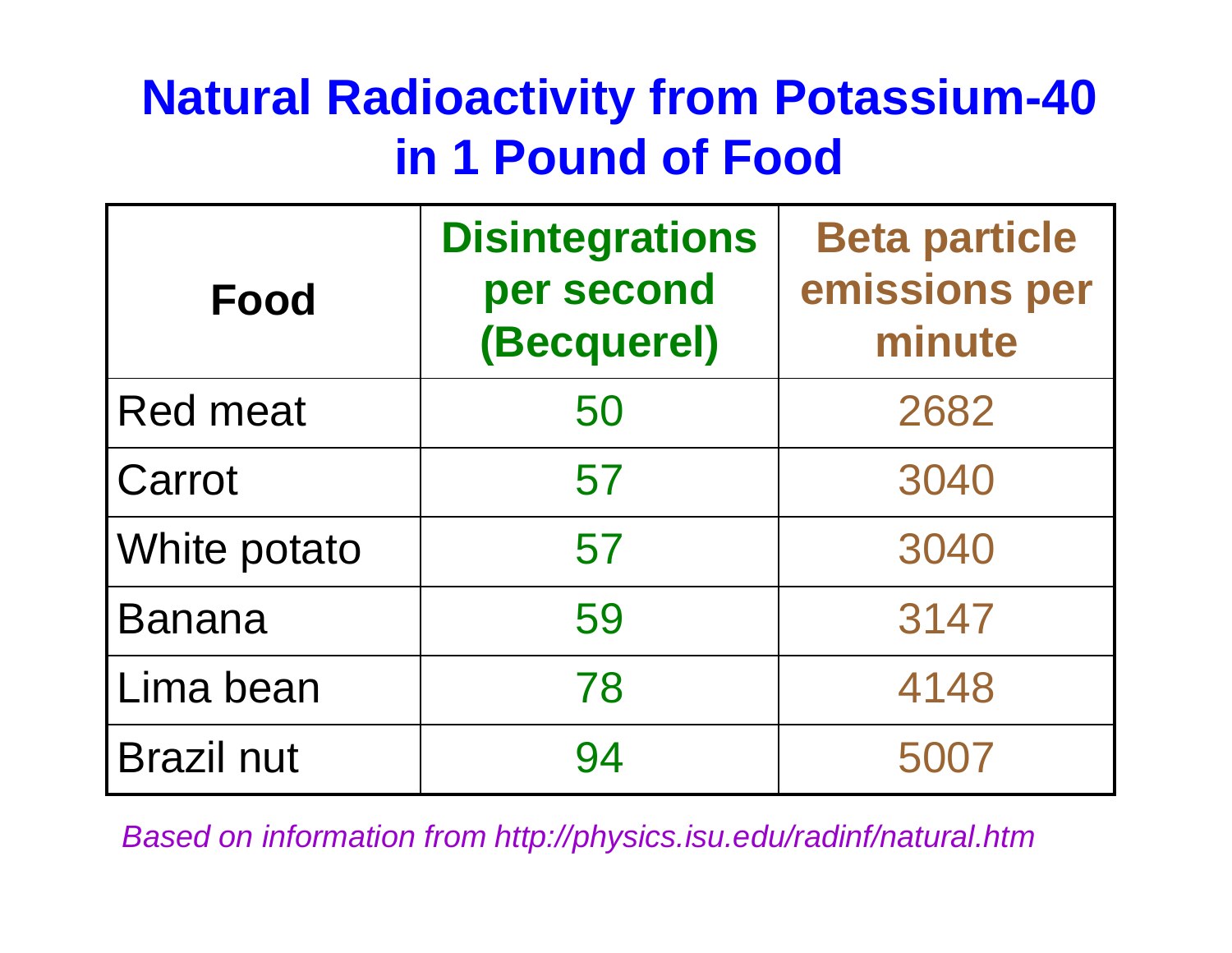# Natural Radioactivity from Potassium-40 in 1 Pound of Food

| Food | Disintegrations per second (Becquerel) | Beta particle emissions per minute |
|---|---|---|
| Red meat | 50 | 2682 |
| Carrot | 57 | 3040 |
| White potato | 57 | 3040 |
| Banana | 59 | 3147 |
| Lima bean | 78 | 4148 |
| Brazil nut | 94 | 5007 |

*Based on information from http://physics.isu.edu/radinf/natural.htm*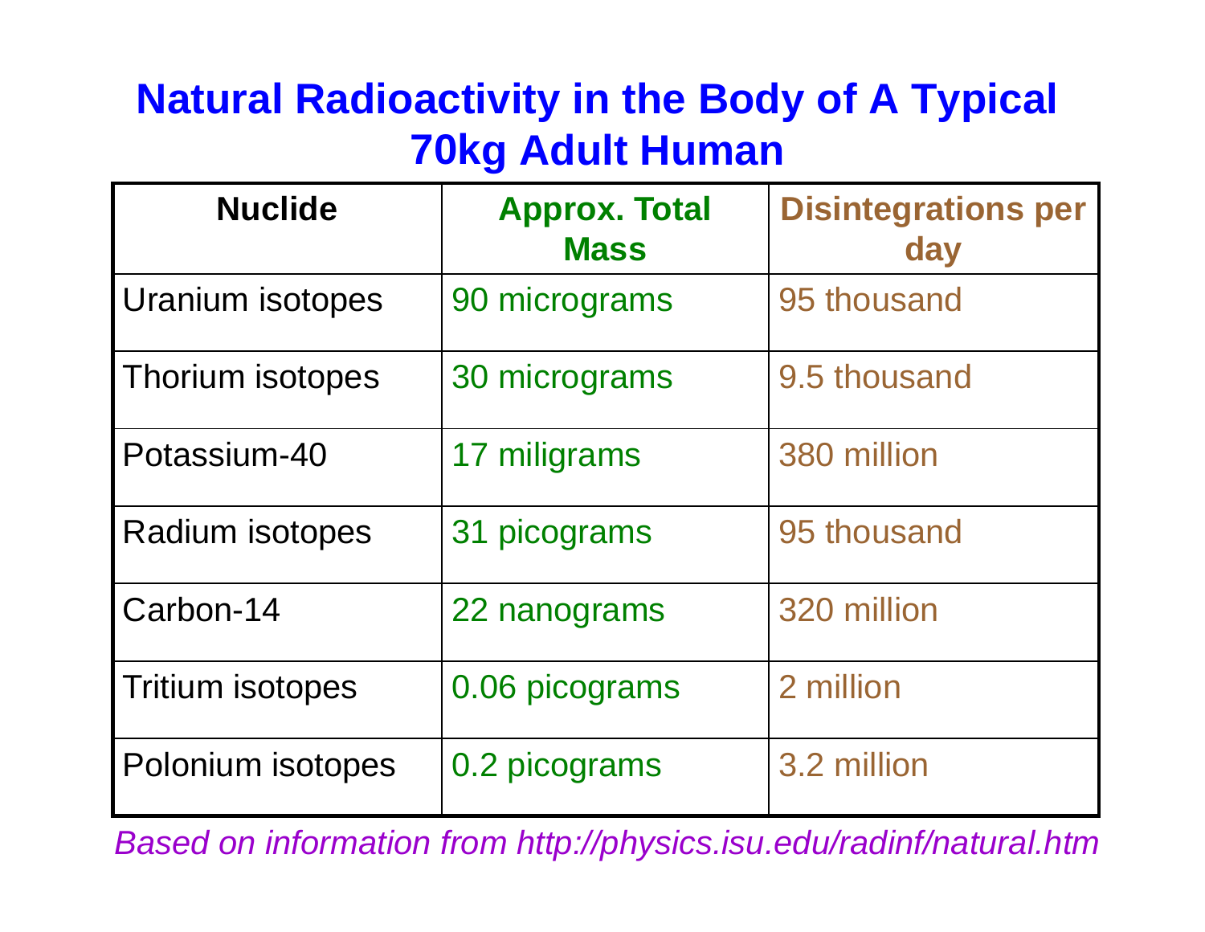# Natural Radioactivity in the Body of A Typical 70kg Adult Human

| Nuclide | Approx. Total Mass | Disintegrations per day |
|---|---|---|
| Uranium isotopes | 90 micrograms | 95 thousand |
| Thorium isotopes | 30 micrograms | 9.5 thousand |
| Potassium-40 | 17 miligrams | 380 million |
| Radium isotopes | 31 picograms | 95 thousand |
| Carbon-14 | 22 nanograms | 320 million |
| Tritium isotopes | 0.06 picograms | 2 million |
| Polonium isotopes | 0.2 picograms | 3.2 million |

*Based on information from http://physics.isu.edu/radinf/natural.htm*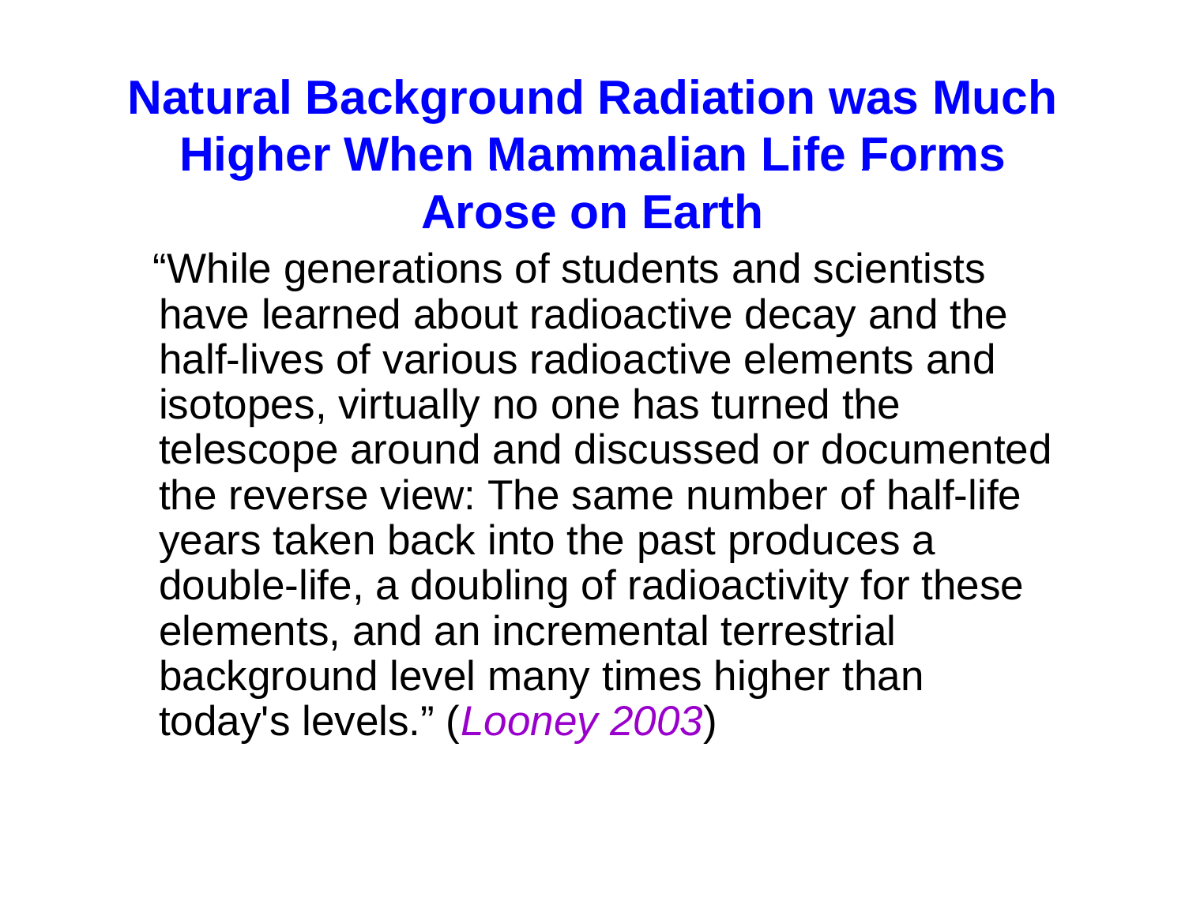# Natural Background Radiation was Much Higher When Mammalian Life Forms Arose on Earth

"While generations of students and scientists have learned about radioactive decay and the half-lives of various radioactive elements and isotopes, virtually no one has turned the telescope around and discussed or documented the reverse view: The same number of half-life years taken back into the past produces a double-life, a doubling of radioactivity for these elements, and an incremental terrestrial background level many times higher than today's levels." (*Looney 2003*)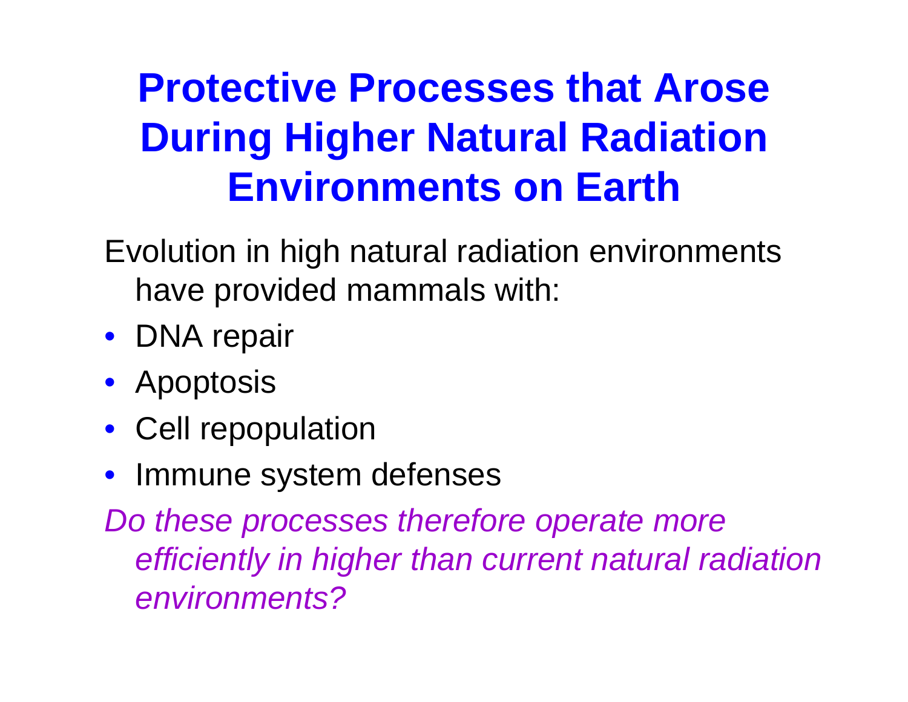# Protective Processes that Arose During Higher Natural Radiation Environments on Earth

Evolution in high natural radiation environments have provided mammals with:

- DNA repair
- Apoptosis
- Cell repopulation
- Immune system defenses

*Do these processes therefore operate more efficiently in higher than current natural radiation environments?*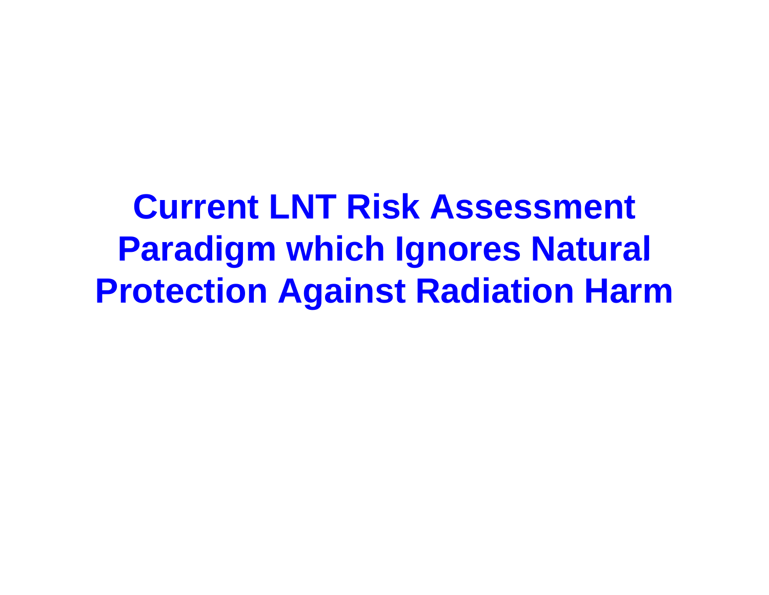# Current LNT Risk Assessment Paradigm which Ignores Natural Protection Against Radiation Harm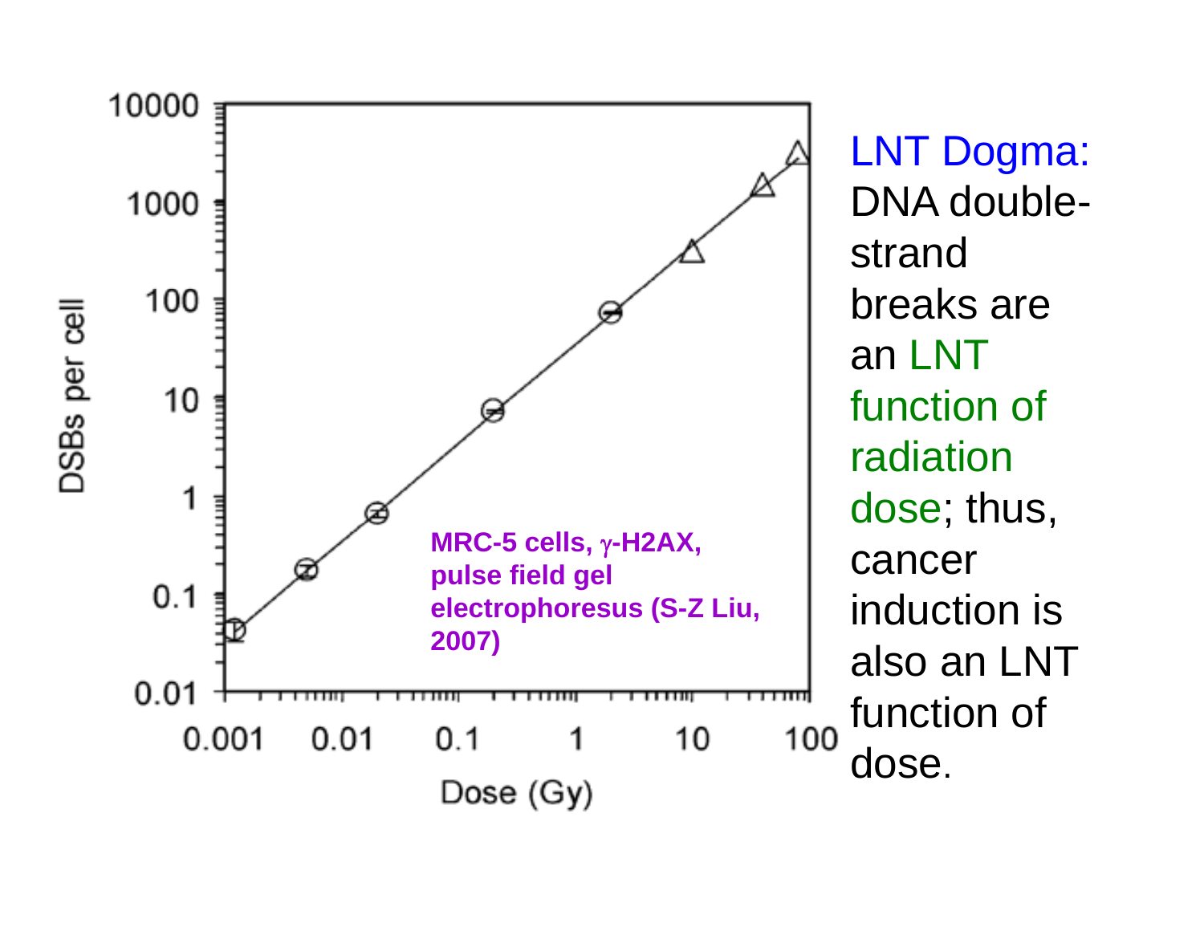MRC-5 cells, γ-H2AX, pulse field gel electrophoresus (S-Z Liu, 2007)

LNT Dogma: DNA double-strand breaks are an LNT function of radiation dose; thus, cancer induction is also an LNT function of dose.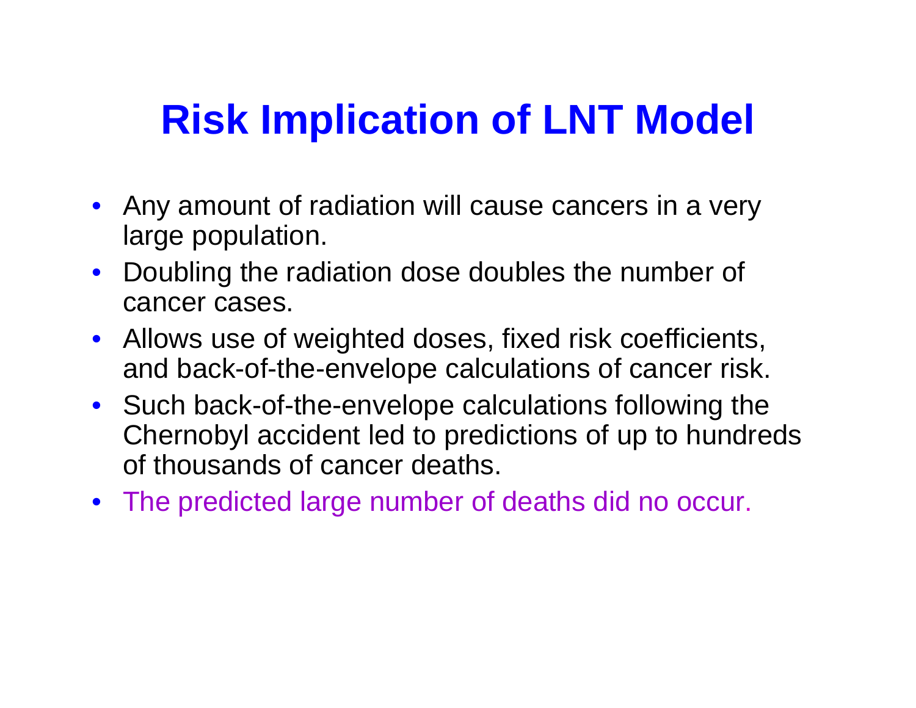# Risk Implication of LNT Model

- Any amount of radiation will cause cancers in a very large population.
- Doubling the radiation dose doubles the number of cancer cases.
- Allows use of weighted doses, fixed risk coefficients, and back-of-the-envelope calculations of cancer risk.
- Such back-of-the-envelope calculations following the Chernobyl accident led to predictions of up to hundreds of thousands of cancer deaths.
- The predicted large number of deaths did no occur.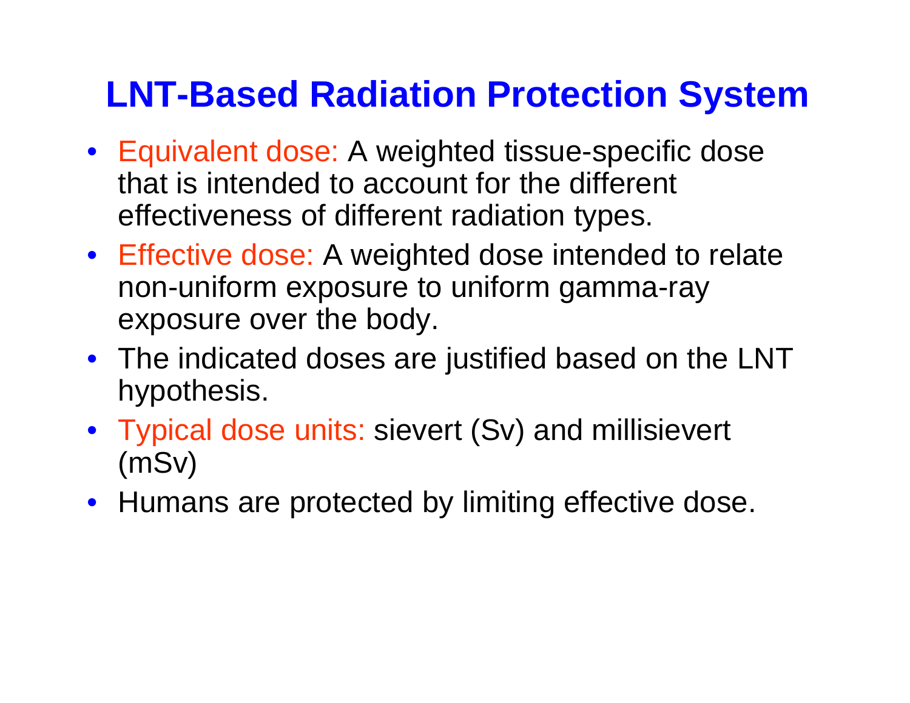# LNT-Based Radiation Protection System

- Equivalent dose: A weighted tissue-specific dose that is intended to account for the different effectiveness of different radiation types.
- Effective dose: A weighted dose intended to relate non-uniform exposure to uniform gamma-ray exposure over the body.
- The indicated doses are justified based on the LNT hypothesis.
- Typical dose units: sievert (Sv) and millisievert (mSv)
- Humans are protected by limiting effective dose.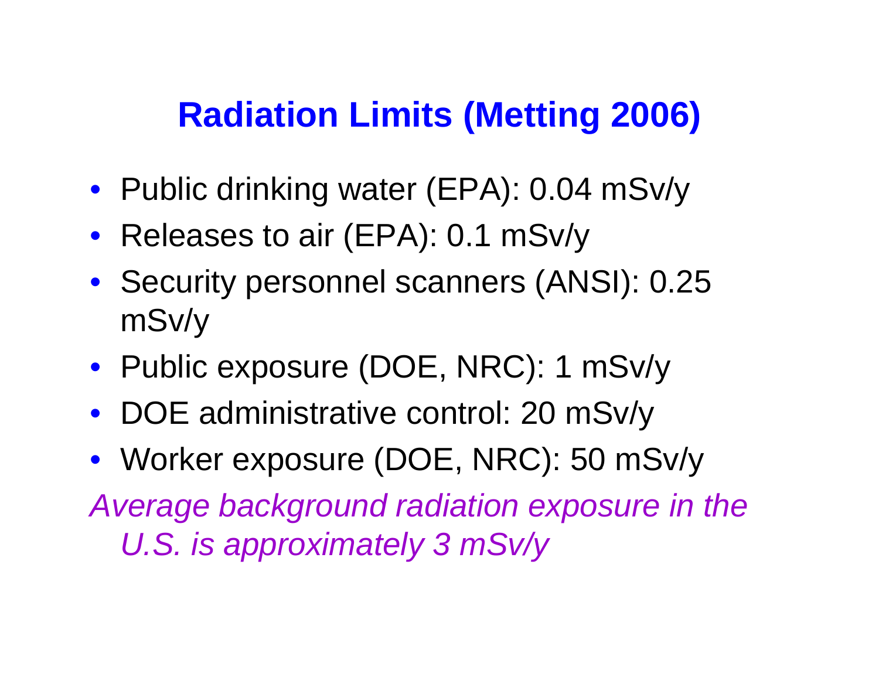# Radiation Limits (Metting 2006)

- Public drinking water (EPA): 0.04 mSv/y
- Releases to air (EPA): 0.1 mSv/y
- Security personnel scanners (ANSI): 0.25 mSv/y
- Public exposure (DOE, NRC): 1 mSv/y
- DOE administrative control: 20 mSv/y
- Worker exposure (DOE, NRC): 50 mSv/y

*Average background radiation exposure in the U.S. is approximately 3 mSv/y*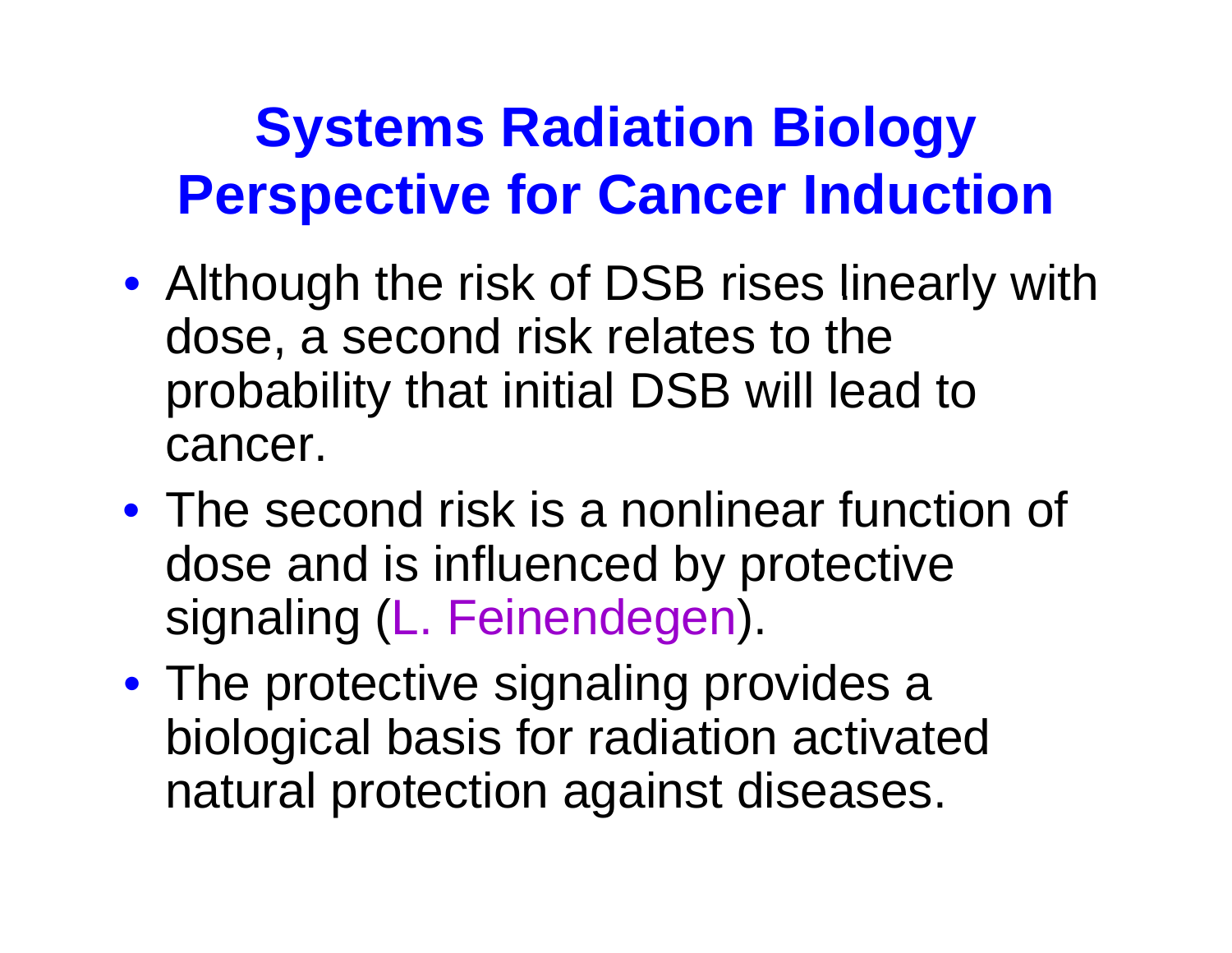# Systems Radiation Biology Perspective for Cancer Induction

- Although the risk of DSB rises linearly with dose, a second risk relates to the probability that initial DSB will lead to cancer.
- The second risk is a nonlinear function of dose and is influenced by protective signaling (L. Feinendegen).
- The protective signaling provides a biological basis for radiation activated natural protection against diseases.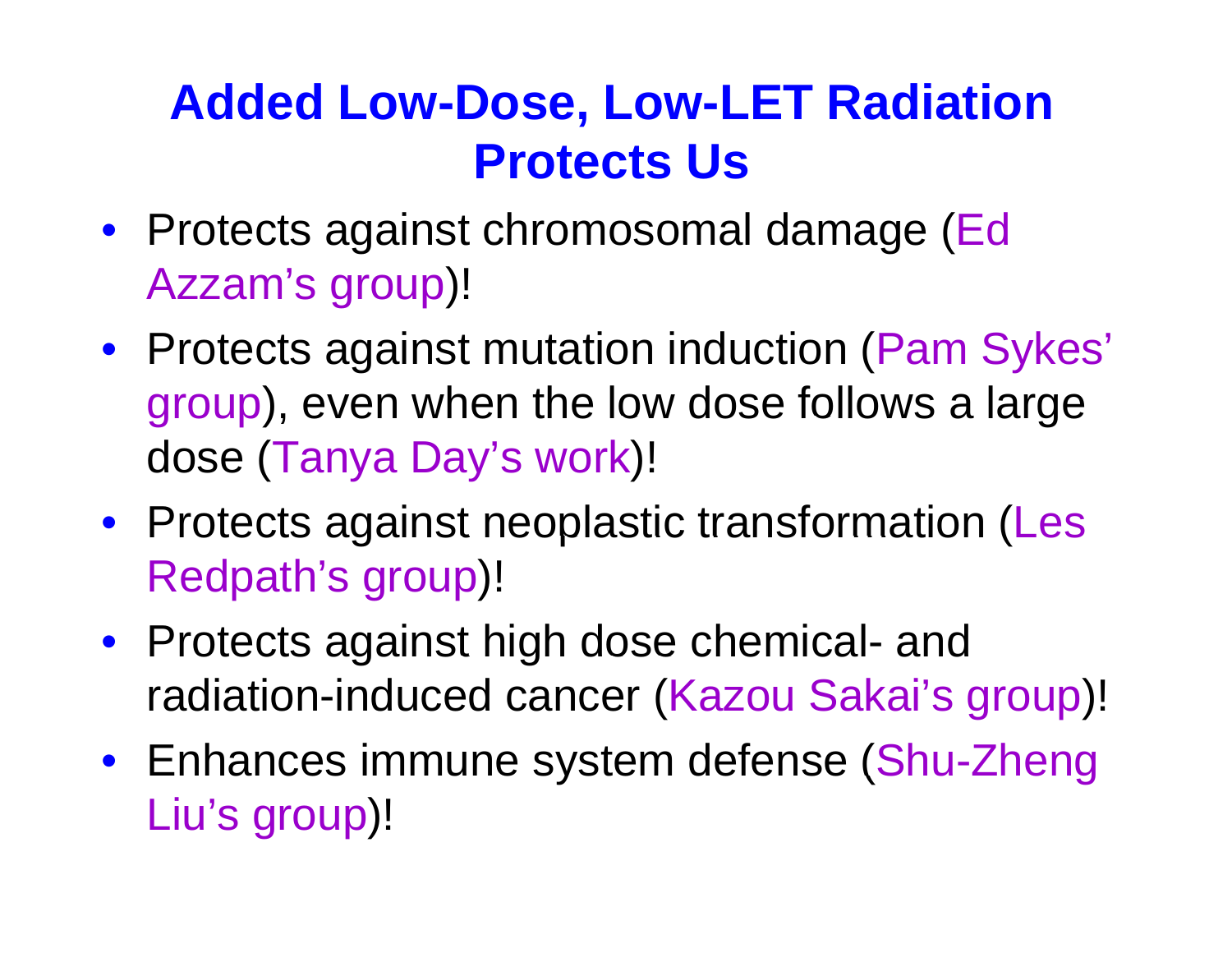# Added Low-Dose, Low-LET Radiation Protects Us

- Protects against chromosomal damage (Ed Azzam's group)!
- Protects against mutation induction (Pam Sykes' group), even when the low dose follows a large dose (Tanya Day's work)!
- Protects against neoplastic transformation (Les Redpath's group)!
- Protects against high dose chemical- and radiation-induced cancer (Kazou Sakai's group)!
- Enhances immune system defense (Shu-Zheng Liu's group)!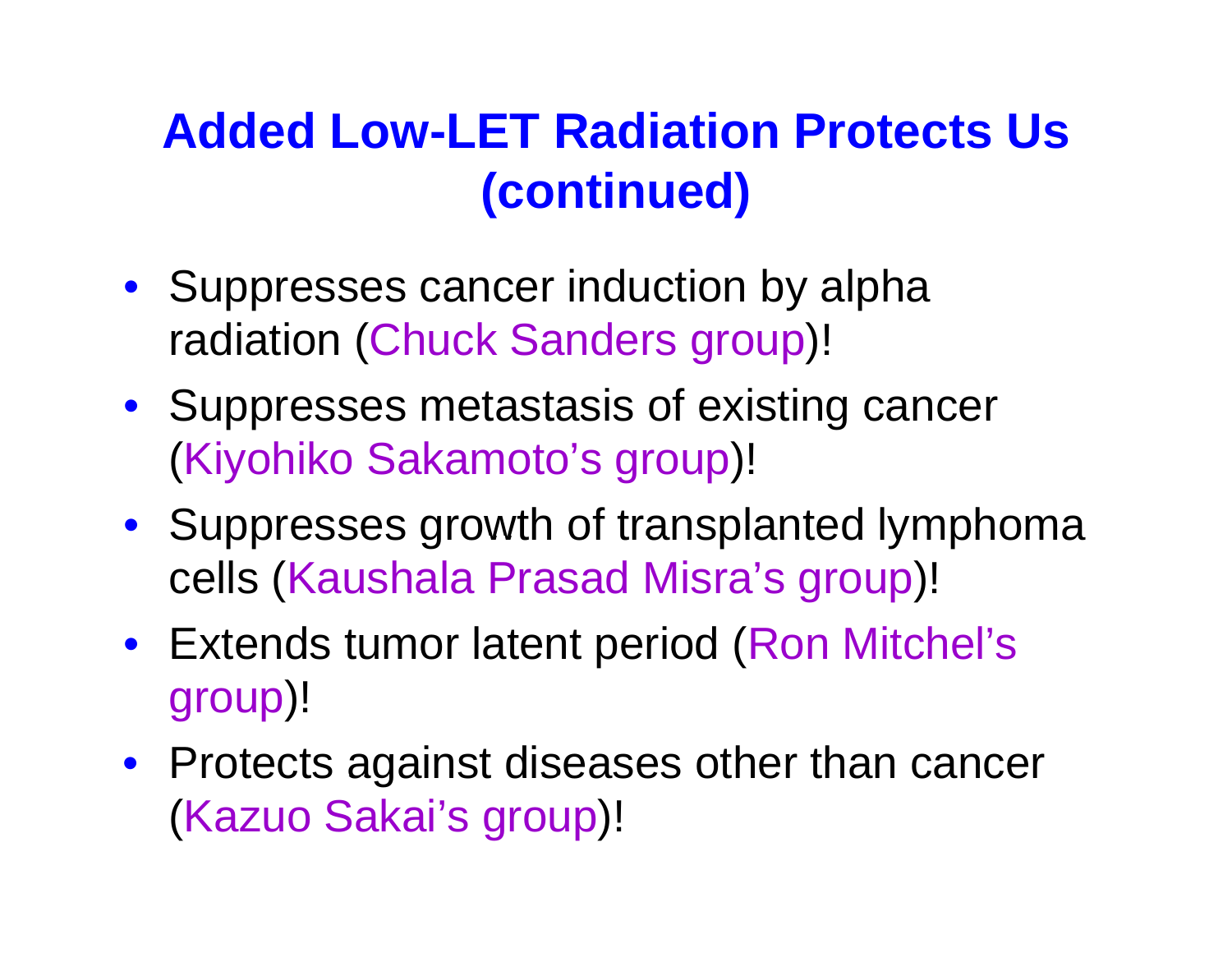# Added Low-LET Radiation Protects Us (continued)

- Suppresses cancer induction by alpha radiation (Chuck Sanders group)!
- Suppresses metastasis of existing cancer (Kiyohiko Sakamoto's group)!
- Suppresses growth of transplanted lymphoma cells (Kaushala Prasad Misra's group)!
- Extends tumor latent period (Ron Mitchel's group)!
- Protects against diseases other than cancer (Kazuo Sakai's group)!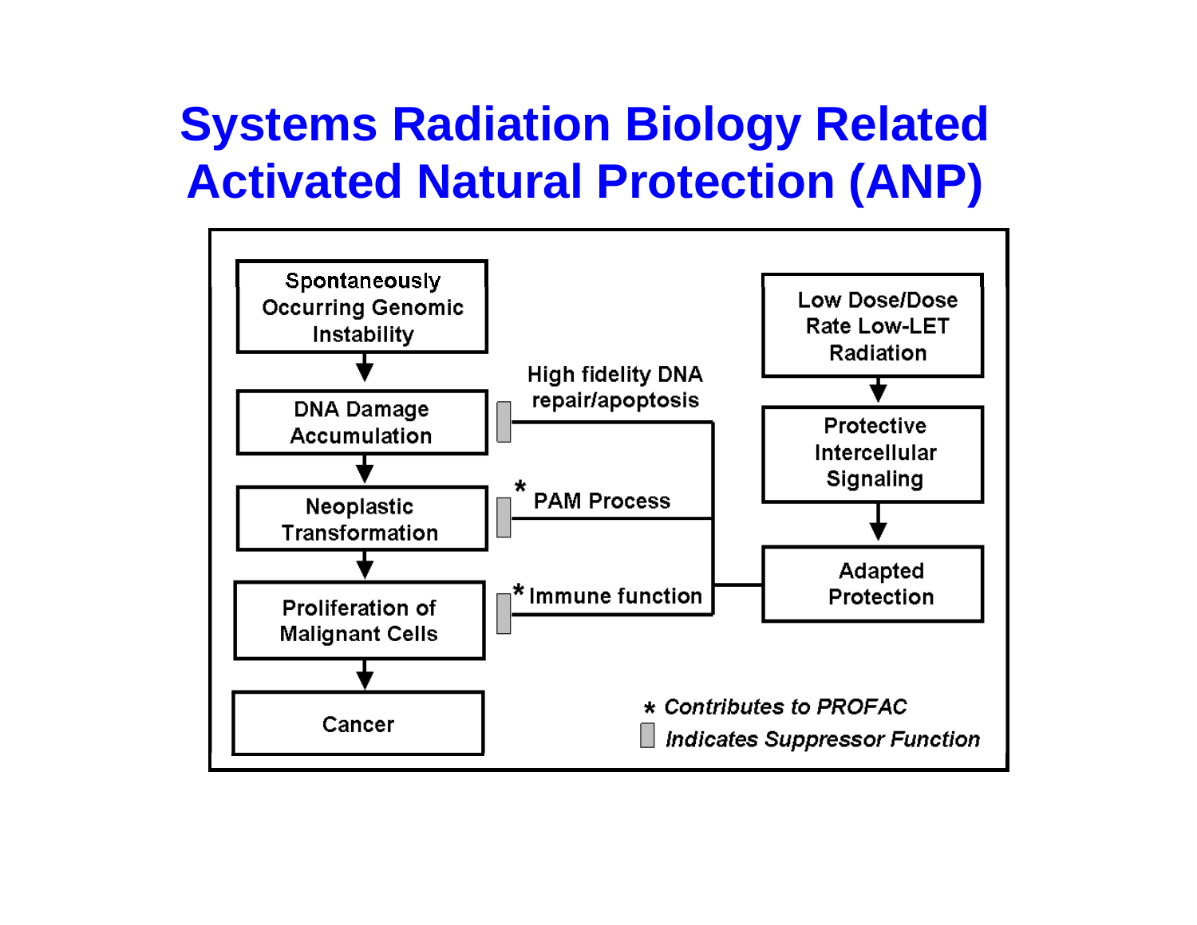# Systems Radiation Biology Related Activated Natural Protection (ANP)

Spontaneously Occurring Genomic Instability → DNA Damage Accumulation → Neoplastic Transformation → Proliferation of Malignant Cells → Cancer

Low Dose/Dose Rate Low-LET Radiation → Protective Intercellular Signaling → Adapted Protection

Adapted Protection suppresses:

- High fidelity DNA repair/apoptosis (→ DNA Damage Accumulation)
- * PAM Process (→ Neoplastic Transformation)
- * Immune function (→ Proliferation of Malignant Cells)

*\* Contributes to PROFAC*

*▯ Indicates Suppressor Function*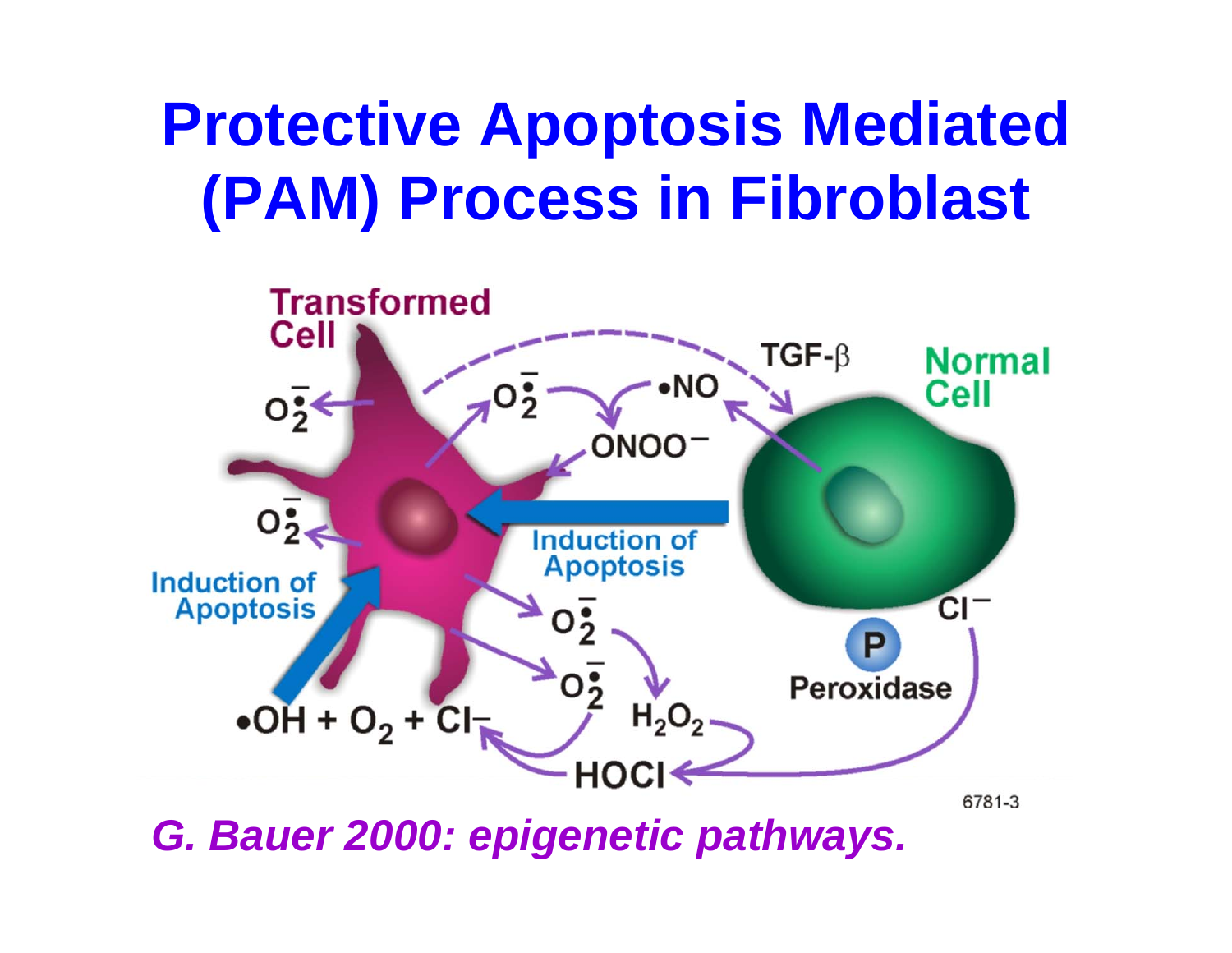# Protective Apoptosis Mediated (PAM) Process in Fibroblast

*G. Bauer 2000: epigenetic pathways.*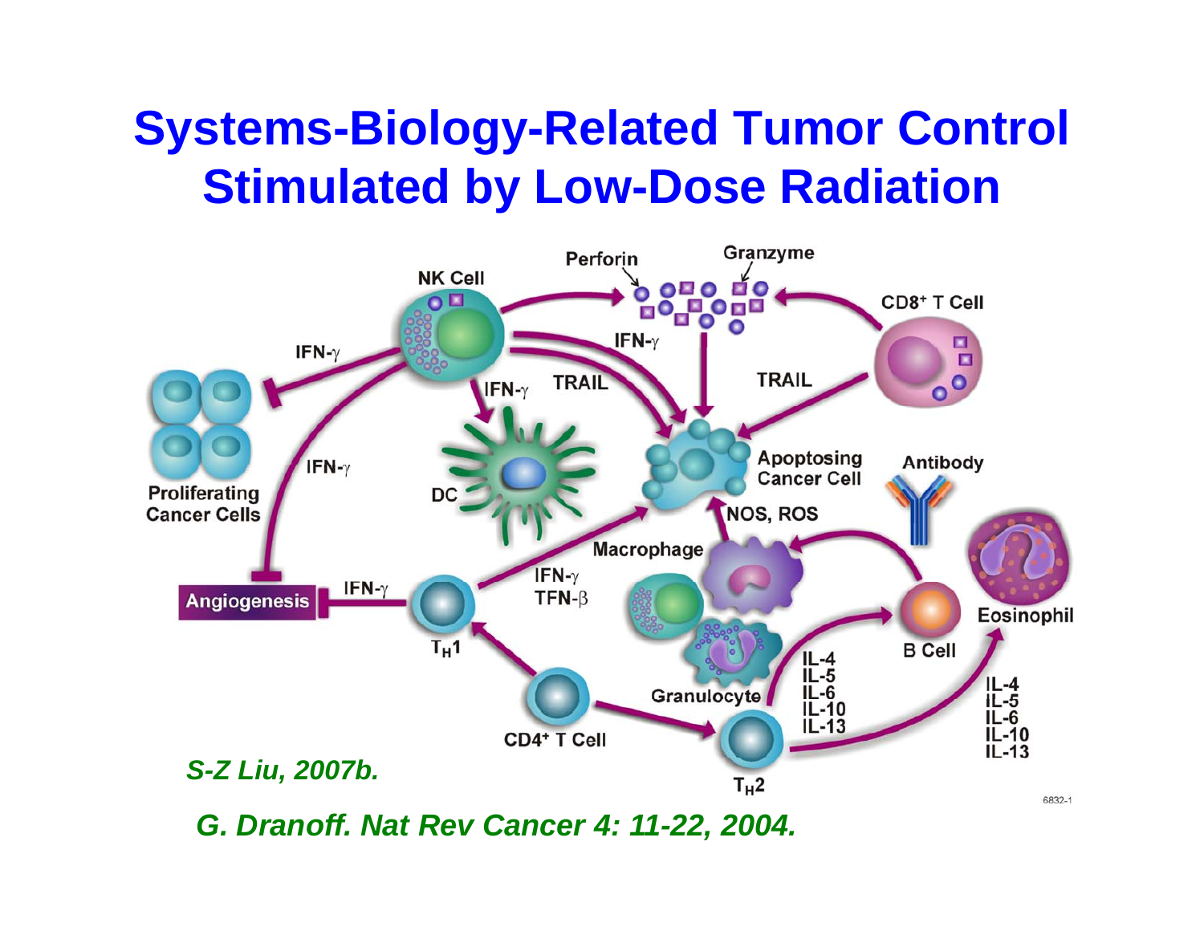# Systems-Biology-Related Tumor Control Stimulated by Low-Dose Radiation

*S-Z Liu, 2007b.*

*G. Dranoff. Nat Rev Cancer 4: 11-22, 2004.*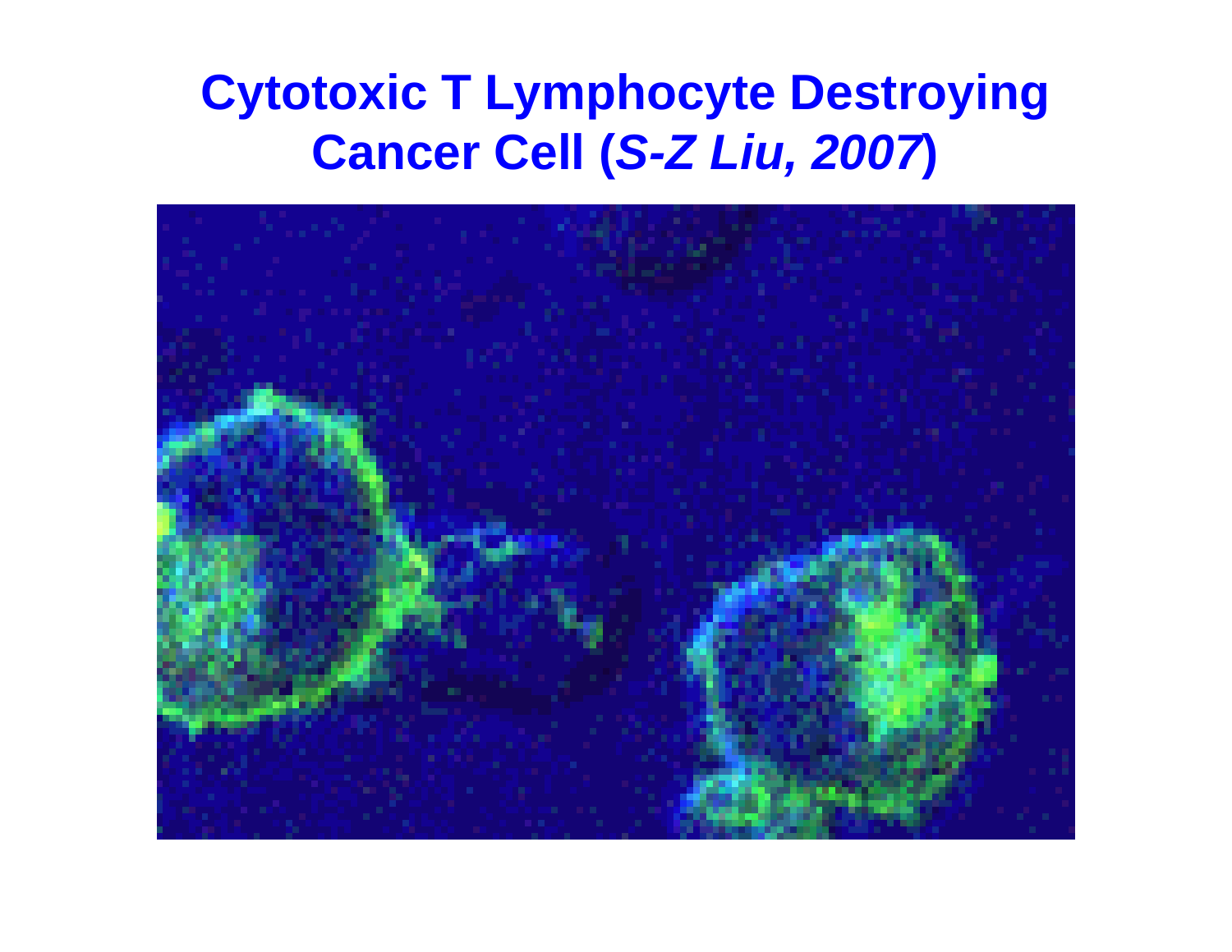# Cytotoxic T Lymphocyte Destroying Cancer Cell (*S-Z Liu, 2007*)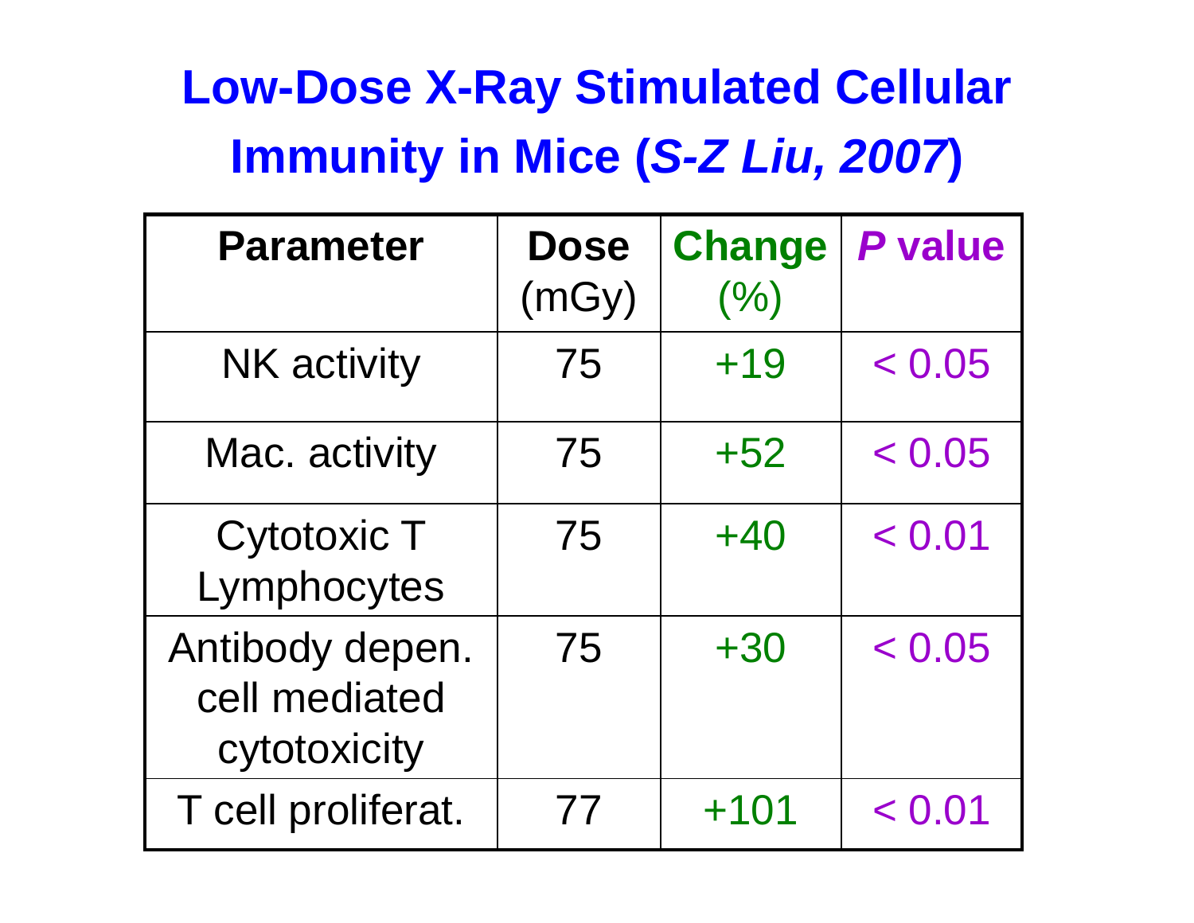# Low-Dose X-Ray Stimulated Cellular Immunity in Mice (*S-Z Liu, 2007*)

| Parameter | Dose (mGy) | Change (%) | *P* value |
|---|---|---|---|
| NK activity | 75 | +19 | < 0.05 |
| Mac. activity | 75 | +52 | < 0.05 |
| Cytotoxic T Lymphocytes | 75 | +40 | < 0.01 |
| Antibody depen. cell mediated cytotoxicity | 75 | +30 | < 0.05 |
| T cell proliferat. | 77 | +101 | < 0.01 |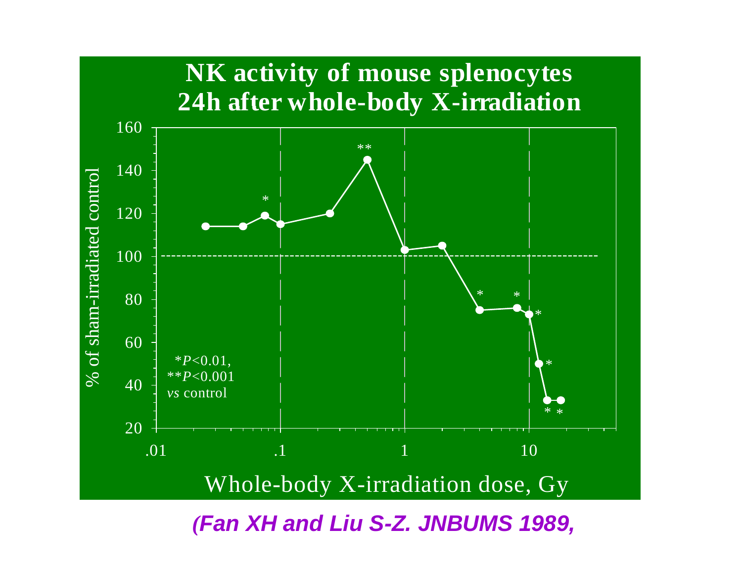# NK activity of mouse splenocytes 24h after whole-body X-irradiation

*P<0.01,
**P<0.001
*vs* control

% of sham-irradiated control

Whole-body X-irradiation dose, Gy

***(Fan XH and Liu S-Z. JNBUMS 1989,***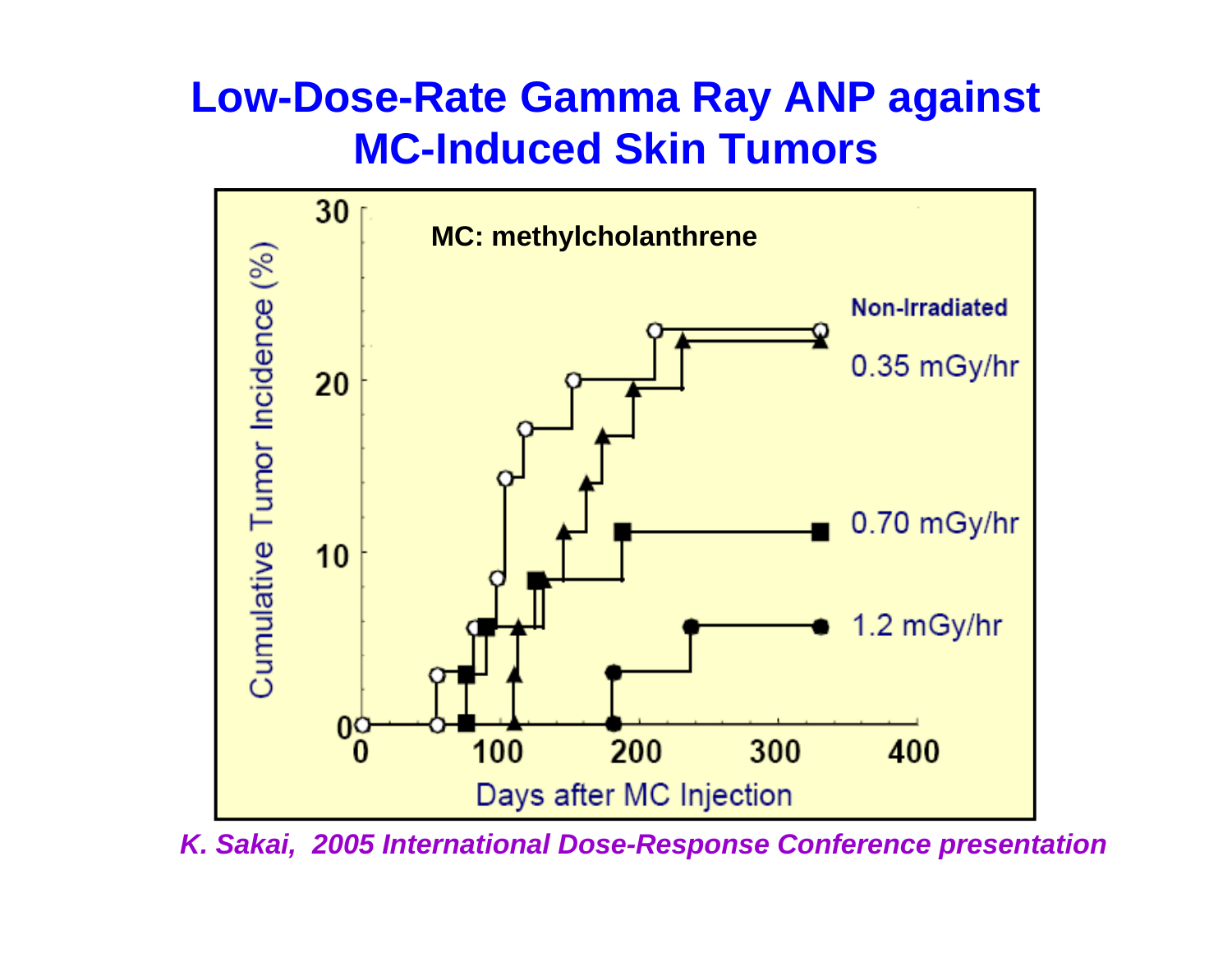# Low-Dose-Rate Gamma Ray ANP against MC-Induced Skin Tumors

MC: methylcholanthrene

Cumulative Tumor Incidence (%) vs. Days after MC Injection

- Non-Irradiated
- 0.35 mGy/hr
- 0.70 mGy/hr
- 1.2 mGy/hr

*K. Sakai, 2005 International Dose-Response Conference presentation*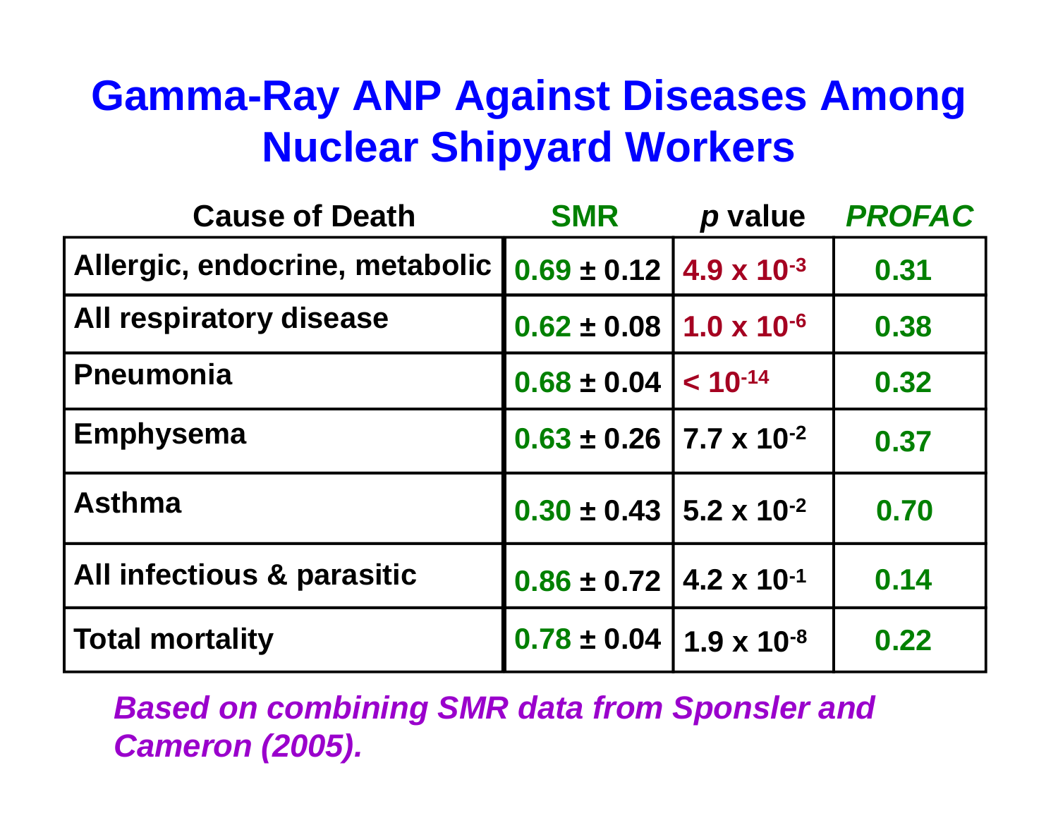# Gamma-Ray ANP Against Diseases Among Nuclear Shipyard Workers

| Cause of Death | SMR | *p* value | *PROFAC* |
|---|---|---|---|
| Allergic, endocrine, metabolic | 0.69 ± 0.12 | $4.9 \times 10^{-3}$ | 0.31 |
| All respiratory disease | 0.62 ± 0.08 | $1.0 \times 10^{-6}$ | 0.38 |
| Pneumonia | 0.68 ± 0.04 | $< 10^{-14}$ | 0.32 |
| Emphysema | 0.63 ± 0.26 | $7.7 \times 10^{-2}$ | 0.37 |
| Asthma | 0.30 ± 0.43 | $5.2 \times 10^{-2}$ | 0.70 |
| All infectious & parasitic | 0.86 ± 0.72 | $4.2 \times 10^{-1}$ | 0.14 |
| Total mortality | 0.78 ± 0.04 | $1.9 \times 10^{-8}$ | 0.22 |

*Based on combining SMR data from Sponsler and Cameron (2005).*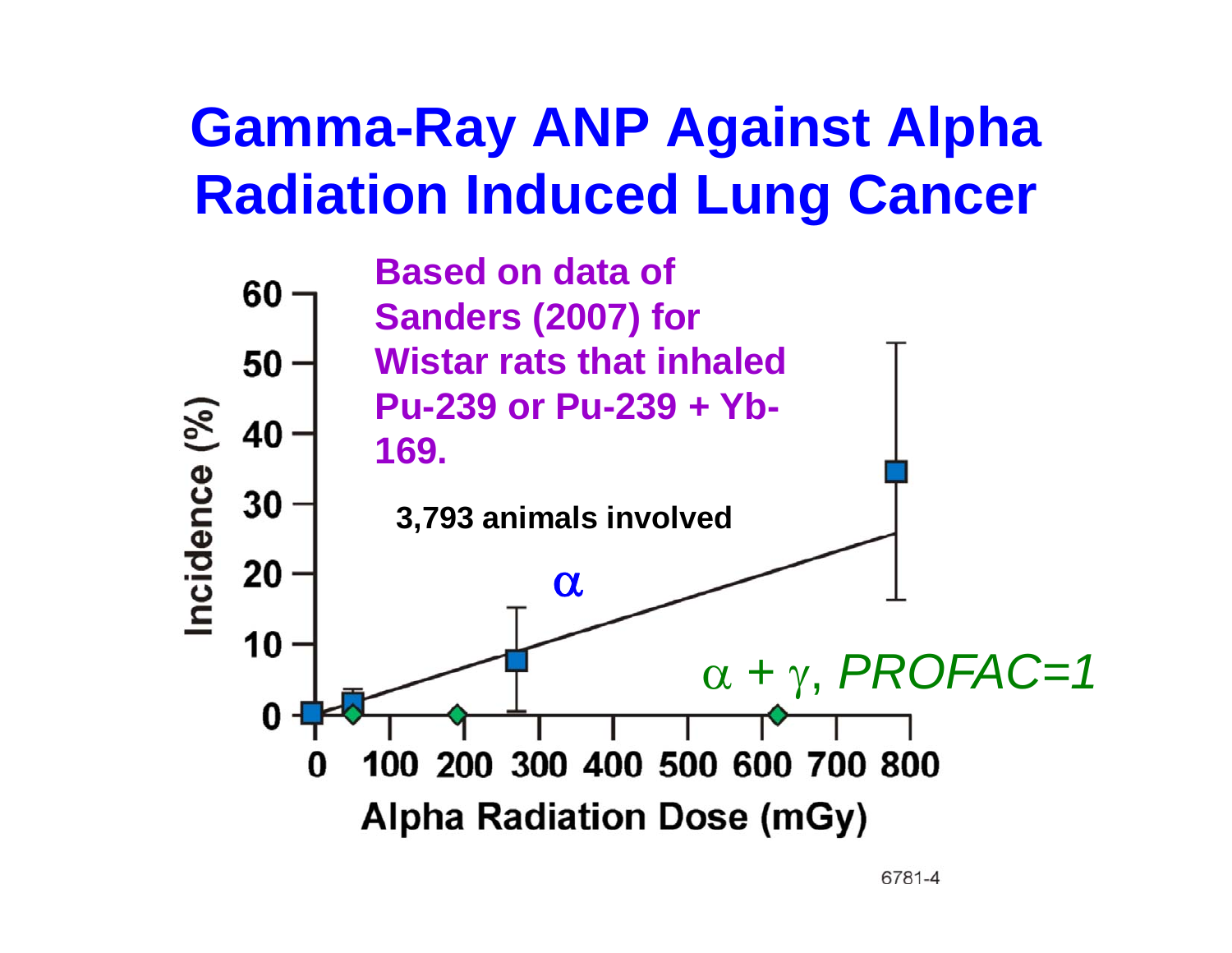# Gamma-Ray ANP Against Alpha Radiation Induced Lung Cancer

**Based on data of Sanders (2007) for Wistar rats that inhaled Pu-239 or Pu-239 + Yb-169.**

**3,793 animals involved**

$\alpha$

$\alpha + \gamma$, *PROFAC=1*

Incidence (%): 0, 10, 20, 30, 40, 50, 60

Alpha Radiation Dose (mGy): 0, 100, 200, 300, 400, 500, 600, 700, 800

6781-4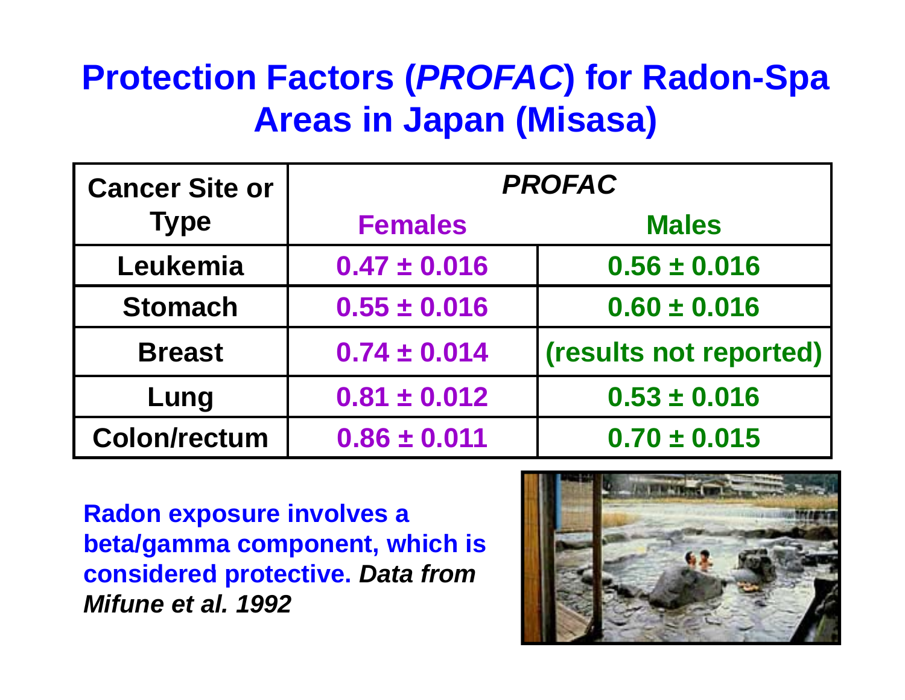# Protection Factors (*PROFAC*) for Radon-Spa Areas in Japan (Misasa)

| Cancer Site or Type | *PROFAC* | |
|---|---|---|
| | Females | Males |
| Leukemia | 0.47 ± 0.016 | 0.56 ± 0.016 |
| Stomach | 0.55 ± 0.016 | 0.60 ± 0.016 |
| Breast | 0.74 ± 0.014 | (results not reported) |
| Lung | 0.81 ± 0.012 | 0.53 ± 0.016 |
| Colon/rectum | 0.86 ± 0.011 | 0.70 ± 0.015 |

**Radon exposure involves a beta/gamma component, which is considered protective.** ***Data from Mifune et al. 1992***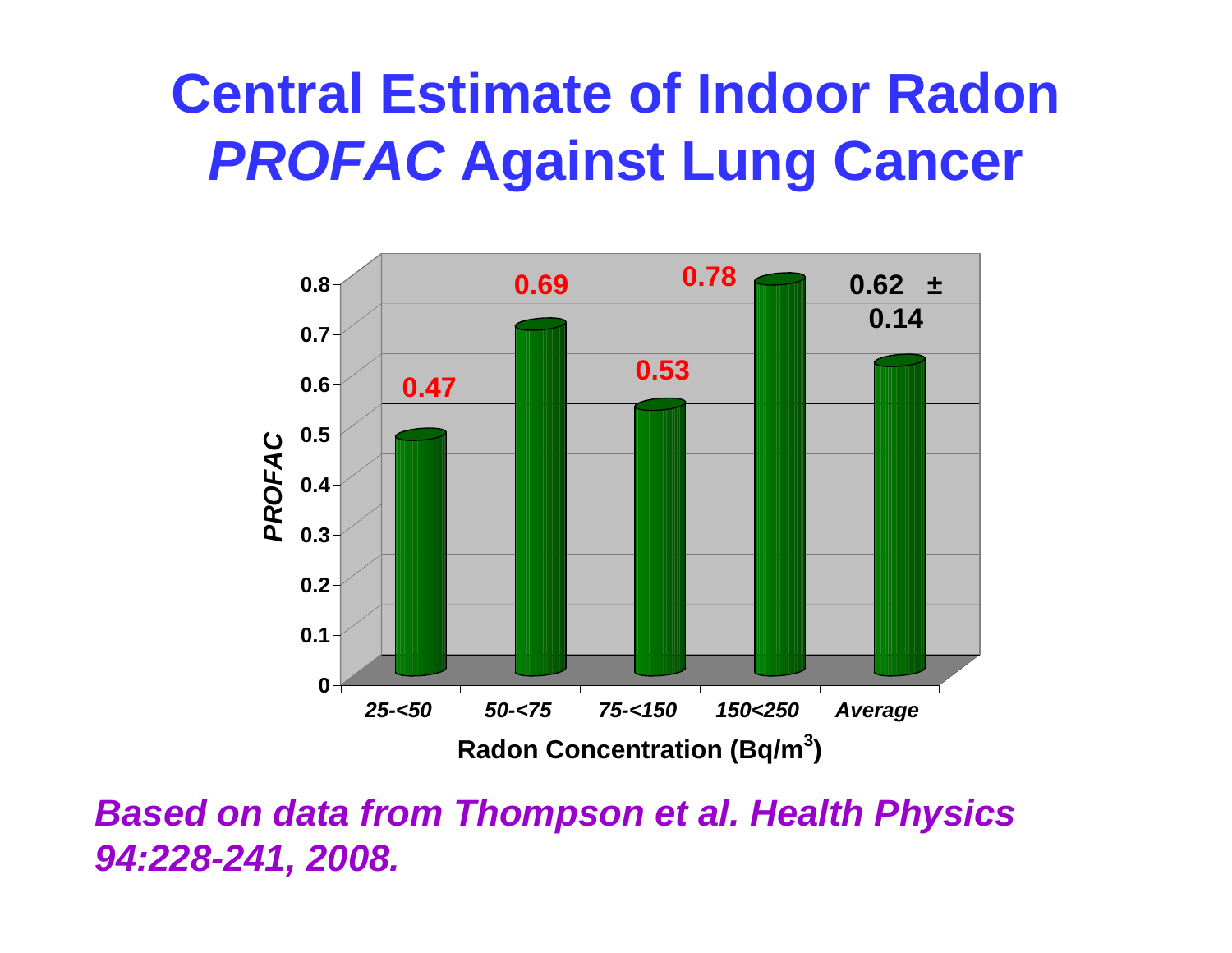# Central Estimate of Indoor Radon *PROFAC* Against Lung Cancer

| Radon Concentration (Bq/m$^3$) | *PROFAC* |
|---|---|
| *25-<50* | 0.47 |
| *50-<75* | 0.69 |
| *75-<150* | 0.53 |
| *150<250* | 0.78 |
| *Average* | 0.62 ± 0.14 |

***Based on data from Thompson et al. Health Physics 94:228-241, 2008.***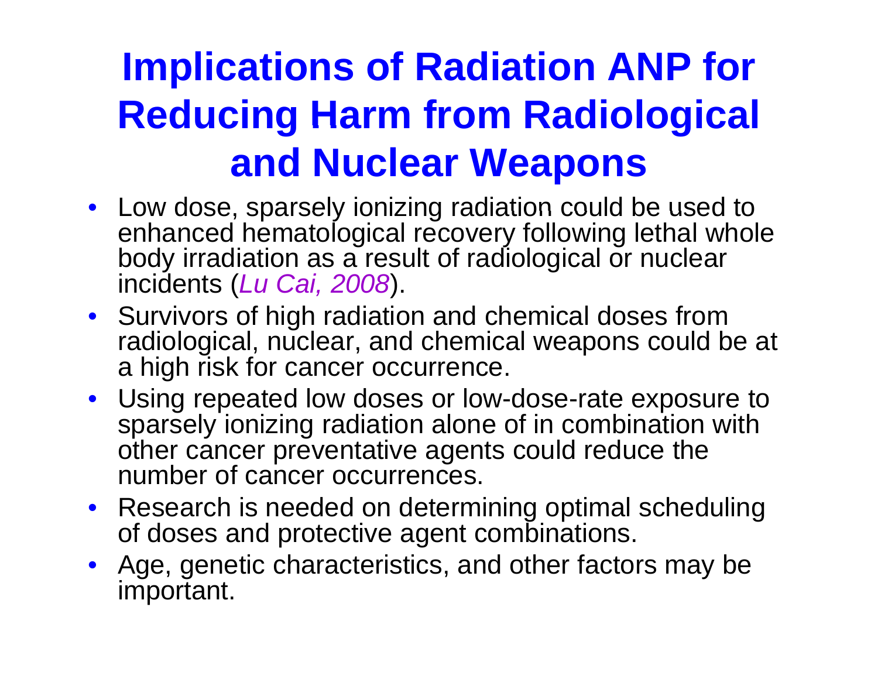# Implications of Radiation ANP for Reducing Harm from Radiological and Nuclear Weapons

- Low dose, sparsely ionizing radiation could be used to enhanced hematological recovery following lethal whole body irradiation as a result of radiological or nuclear incidents (*Lu Cai, 2008*).
- Survivors of high radiation and chemical doses from radiological, nuclear, and chemical weapons could be at a high risk for cancer occurrence.
- Using repeated low doses or low-dose-rate exposure to sparsely ionizing radiation alone of in combination with other cancer preventative agents could reduce the number of cancer occurrences.
- Research is needed on determining optimal scheduling of doses and protective agent combinations.
- Age, genetic characteristics, and other factors may be important.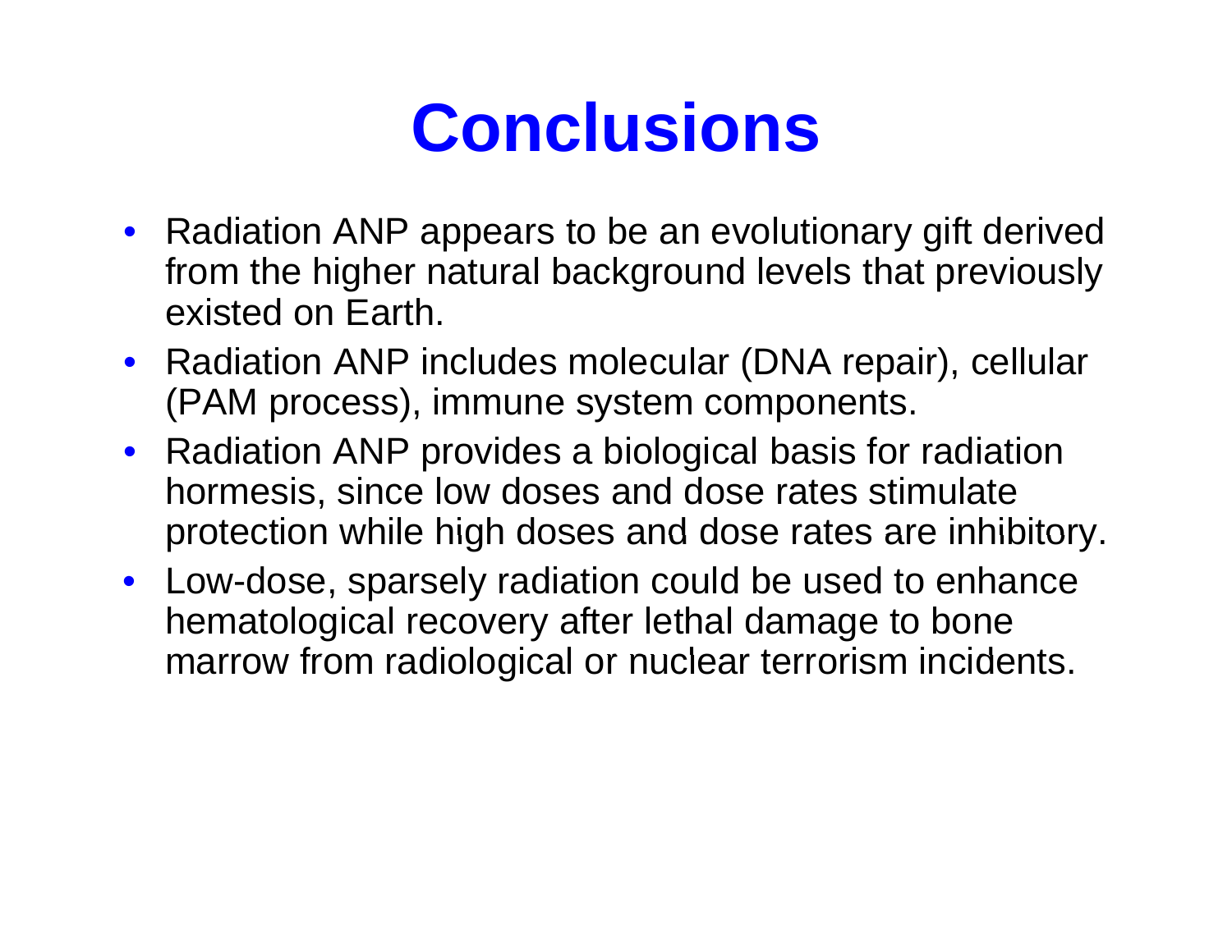# Conclusions

- Radiation ANP appears to be an evolutionary gift derived from the higher natural background levels that previously existed on Earth.
- Radiation ANP includes molecular (DNA repair), cellular (PAM process), immune system components.
- Radiation ANP provides a biological basis for radiation hormesis, since low doses and dose rates stimulate protection while high doses and dose rates are inhibitory.
- Low-dose, sparsely radiation could be used to enhance hematological recovery after lethal damage to bone marrow from radiological or nuclear terrorism incidents.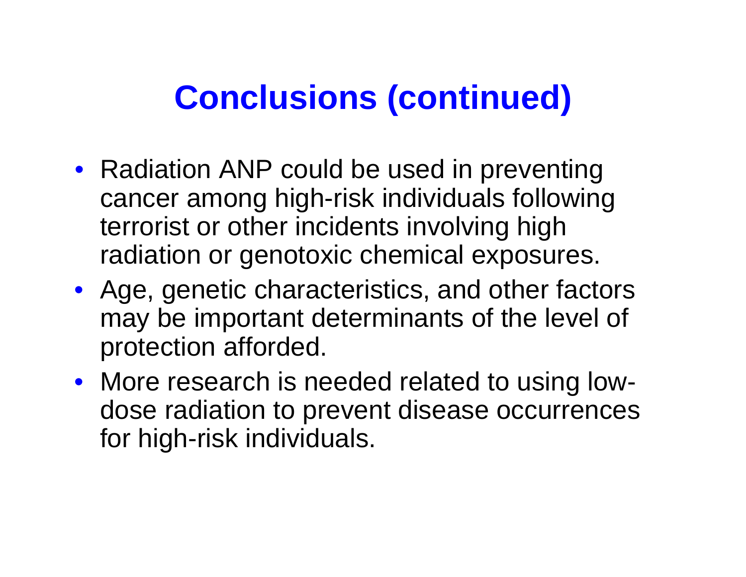# Conclusions (continued)

- Radiation ANP could be used in preventing cancer among high-risk individuals following terrorist or other incidents involving high radiation or genotoxic chemical exposures.
- Age, genetic characteristics, and other factors may be important determinants of the level of protection afforded.
- More research is needed related to using low-dose radiation to prevent disease occurrences for high-risk individuals.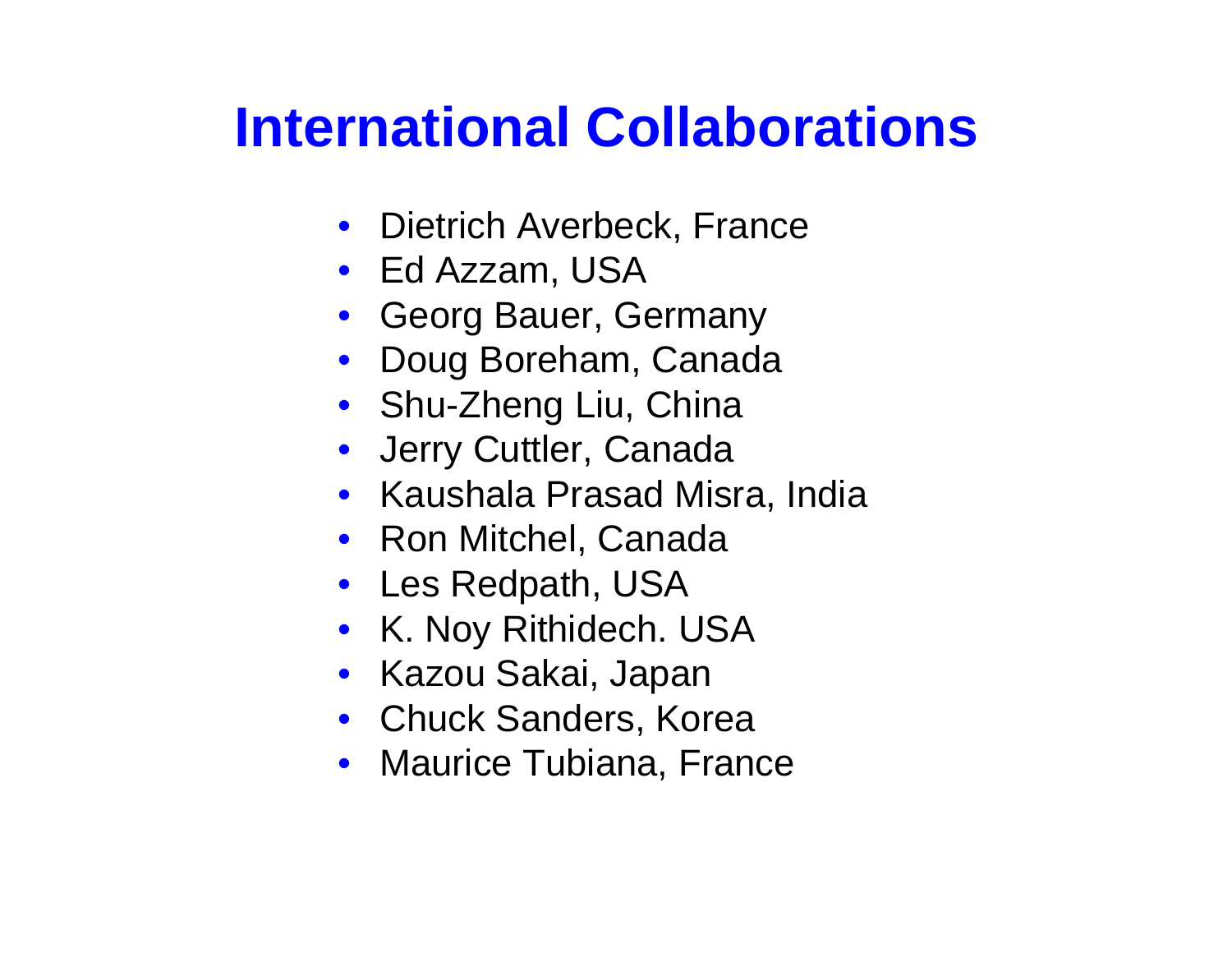# International Collaborations

- Dietrich Averbeck, France
- Ed Azzam, USA
- Georg Bauer, Germany
- Doug Boreham, Canada
- Shu-Zheng Liu, China
- Jerry Cuttler, Canada
- Kaushala Prasad Misra, India
- Ron Mitchel, Canada
- Les Redpath, USA
- K. Noy Rithidech. USA
- Kazou Sakai, Japan
- Chuck Sanders, Korea
- Maurice Tubiana, France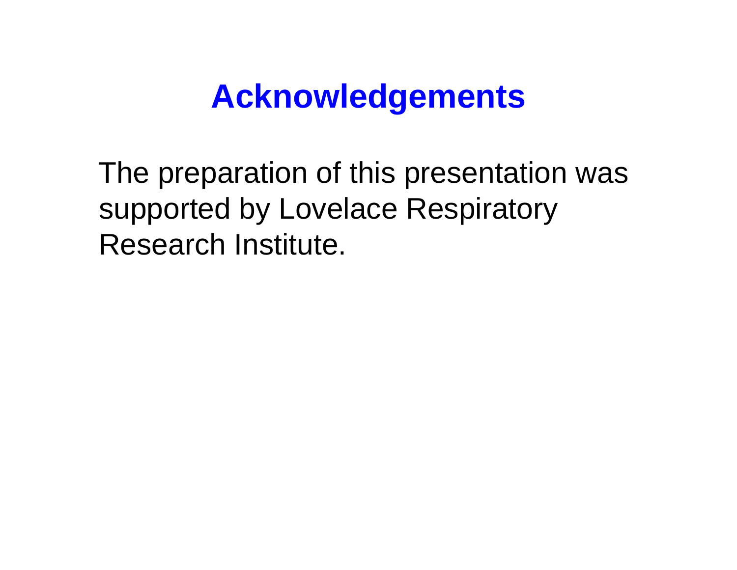# Acknowledgements

The preparation of this presentation was supported by Lovelace Respiratory Research Institute.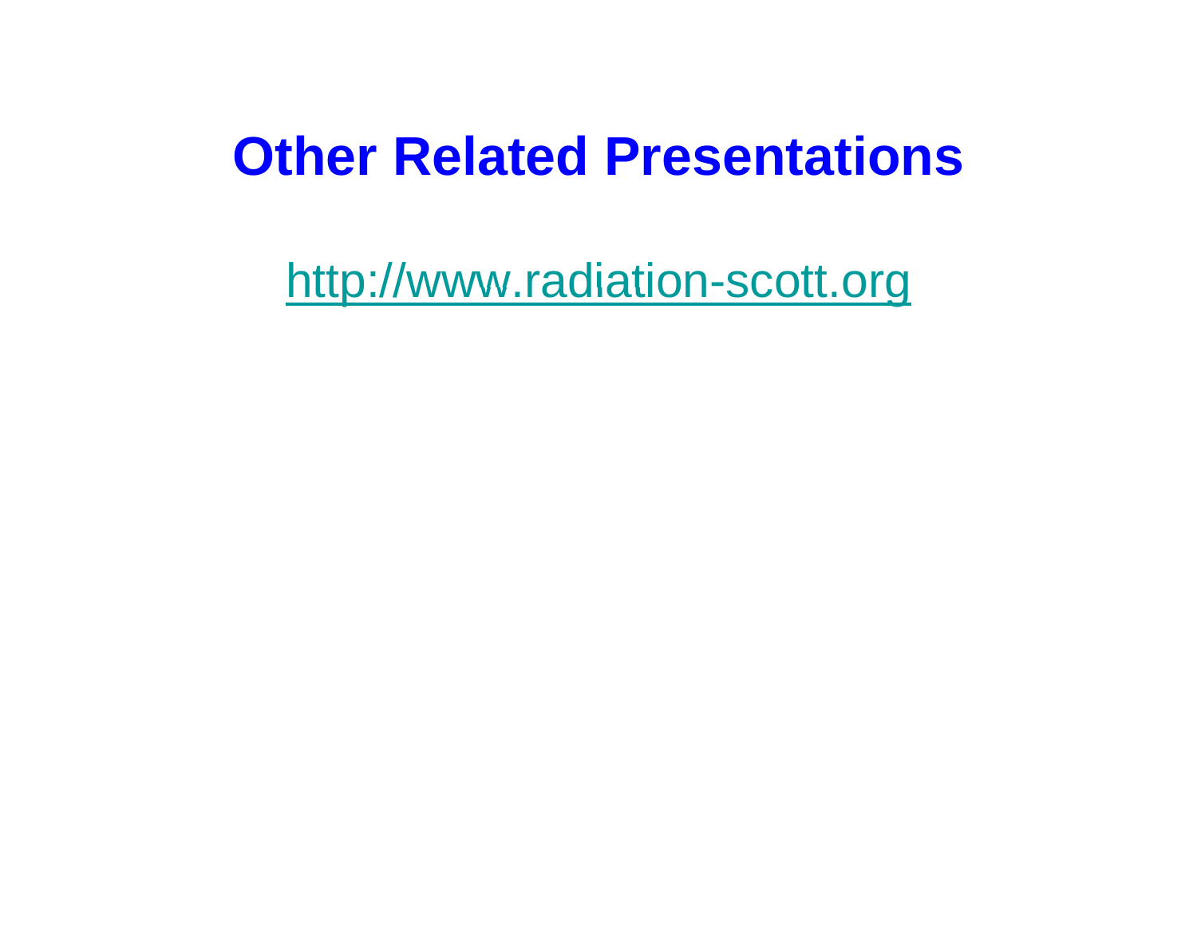# Other Related Presentations

http://www.radiation-scott.org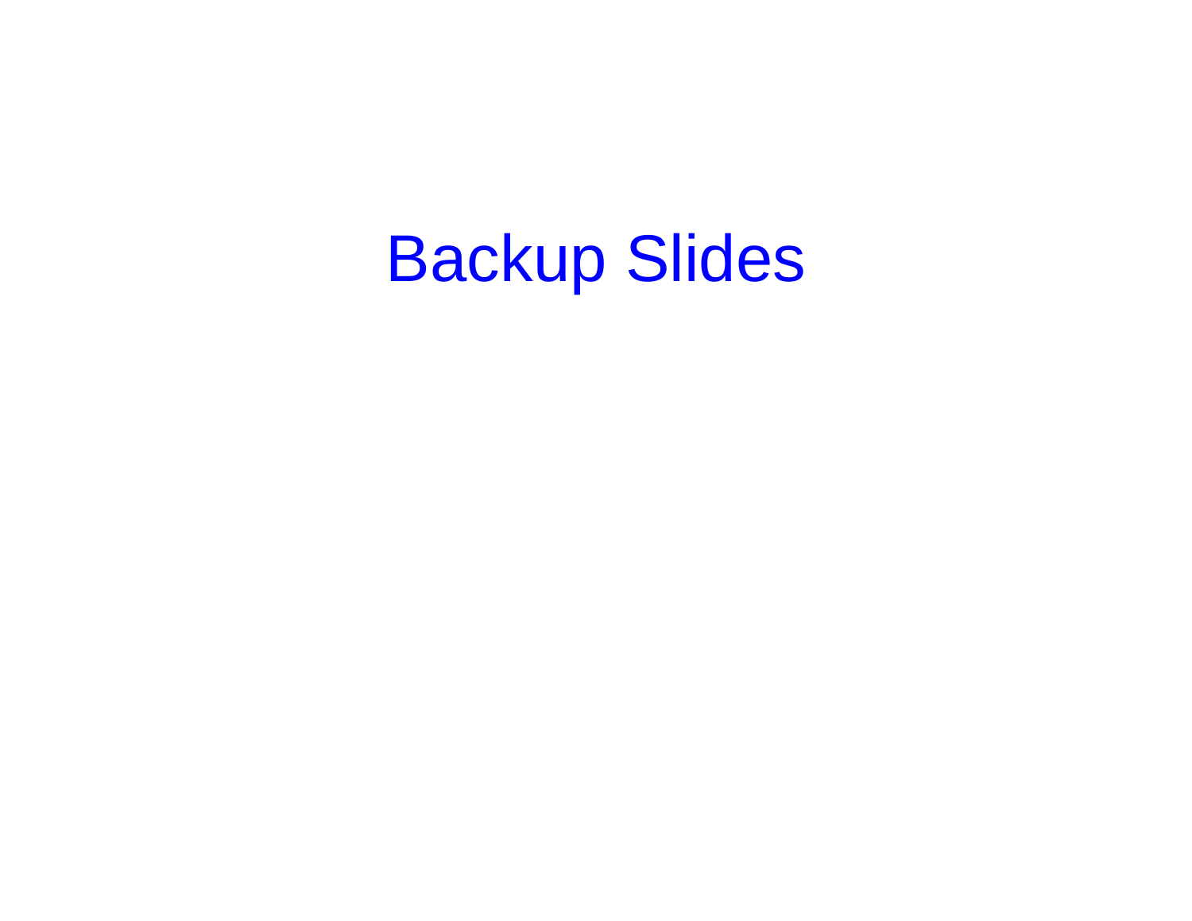# Backup Slides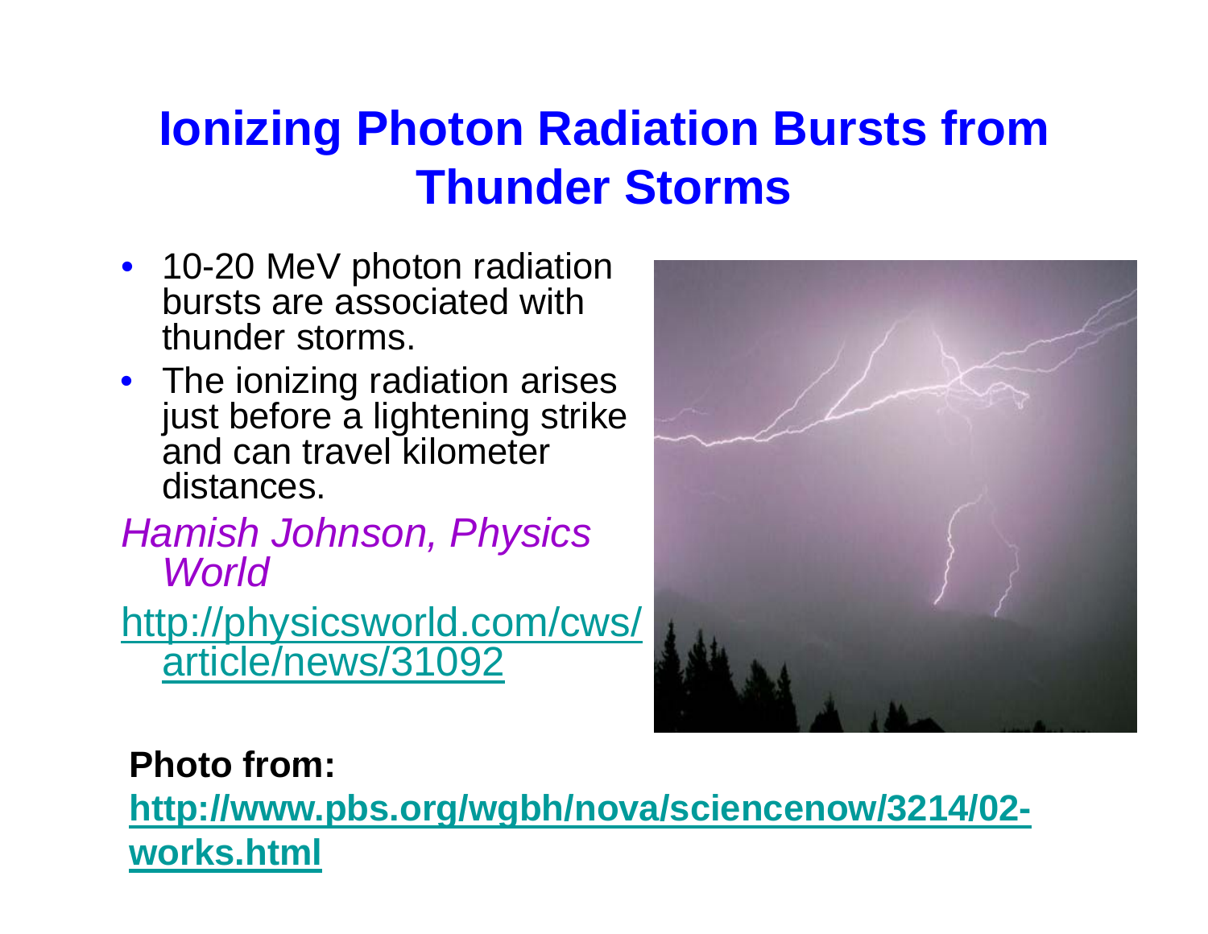# Ionizing Photon Radiation Bursts from Thunder Storms

- 10-20 MeV photon radiation bursts are associated with thunder storms.
- The ionizing radiation arises just before a lightening strike and can travel kilometer distances.

*Hamish Johnson, Physics World*

http://physicsworld.com/cws/article/news/31092

**Photo from:**

**http://www.pbs.org/wgbh/nova/sciencenow/3214/02-works.html**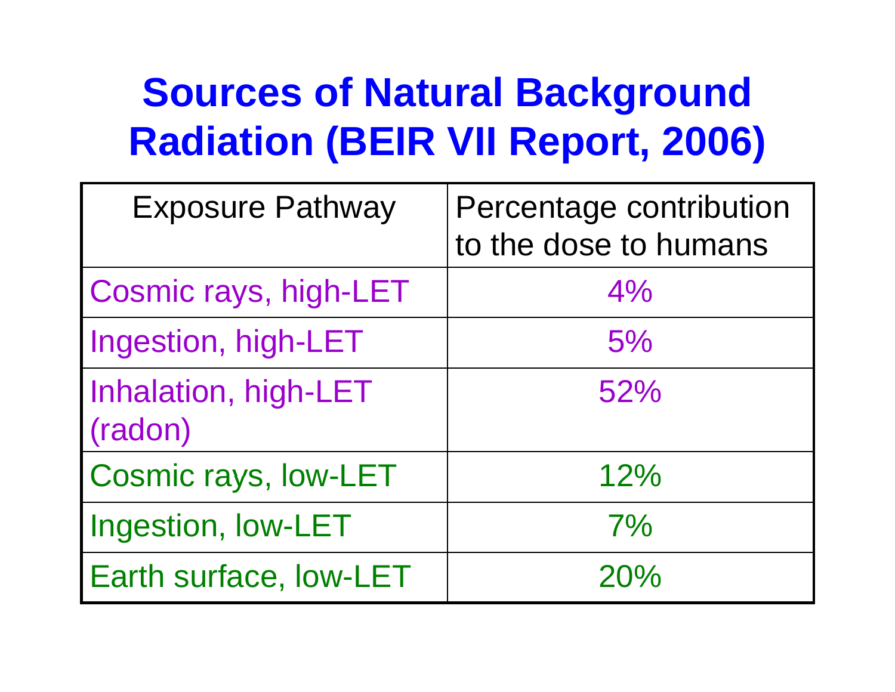# Sources of Natural Background Radiation (BEIR VII Report, 2006)

| Exposure Pathway | Percentage contribution to the dose to humans |
|---|---|
| Cosmic rays, high-LET | 4% |
| Ingestion, high-LET | 5% |
| Inhalation, high-LET (radon) | 52% |
| Cosmic rays, low-LET | 12% |
| Ingestion, low-LET | 7% |
| Earth surface, low-LET | 20% |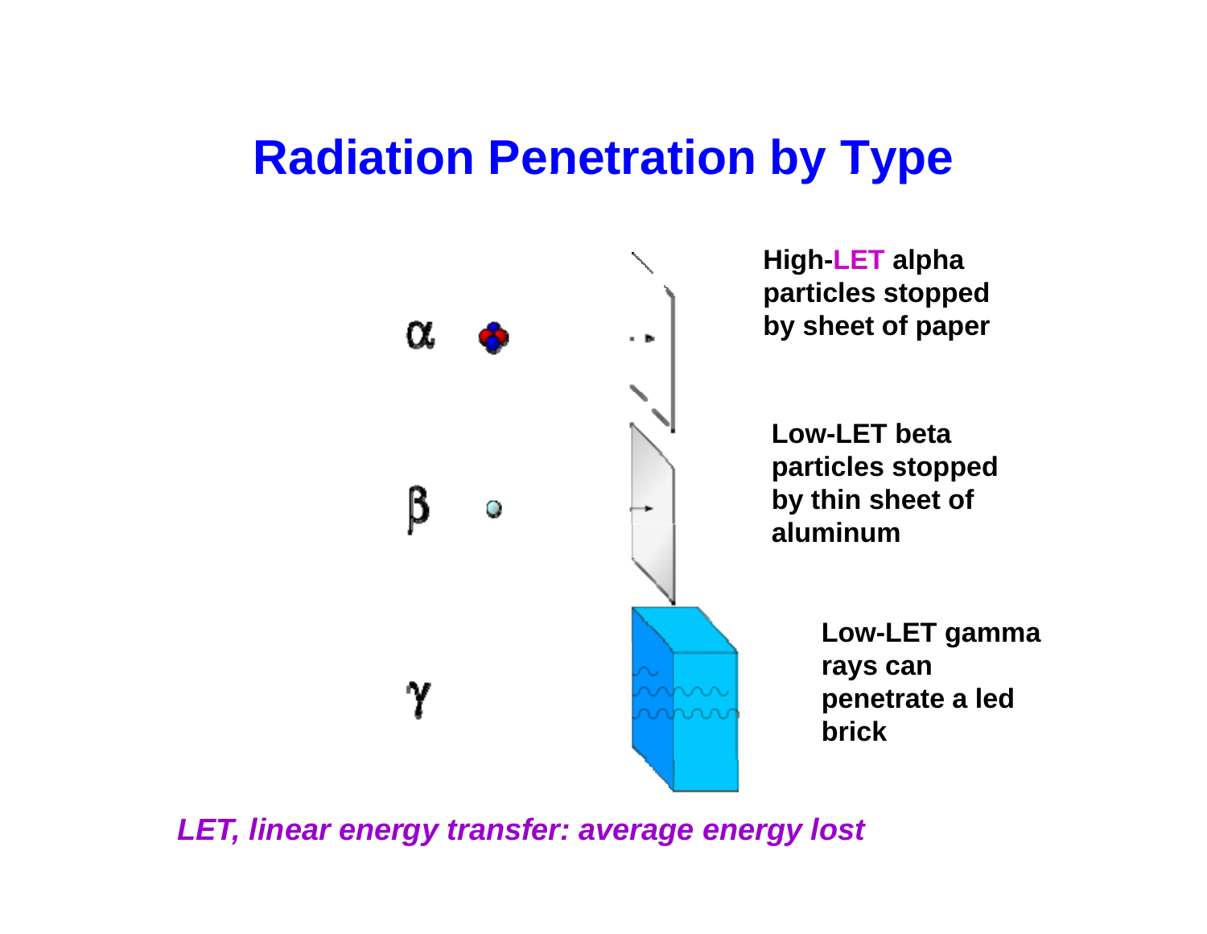# Radiation Penetration by Type

α

β

γ

**High-LET alpha particles stopped by sheet of paper**

**Low-LET beta particles stopped by thin sheet of aluminum**

**Low-LET gamma rays can penetrate a led brick**

***LET, linear energy transfer: average energy lost***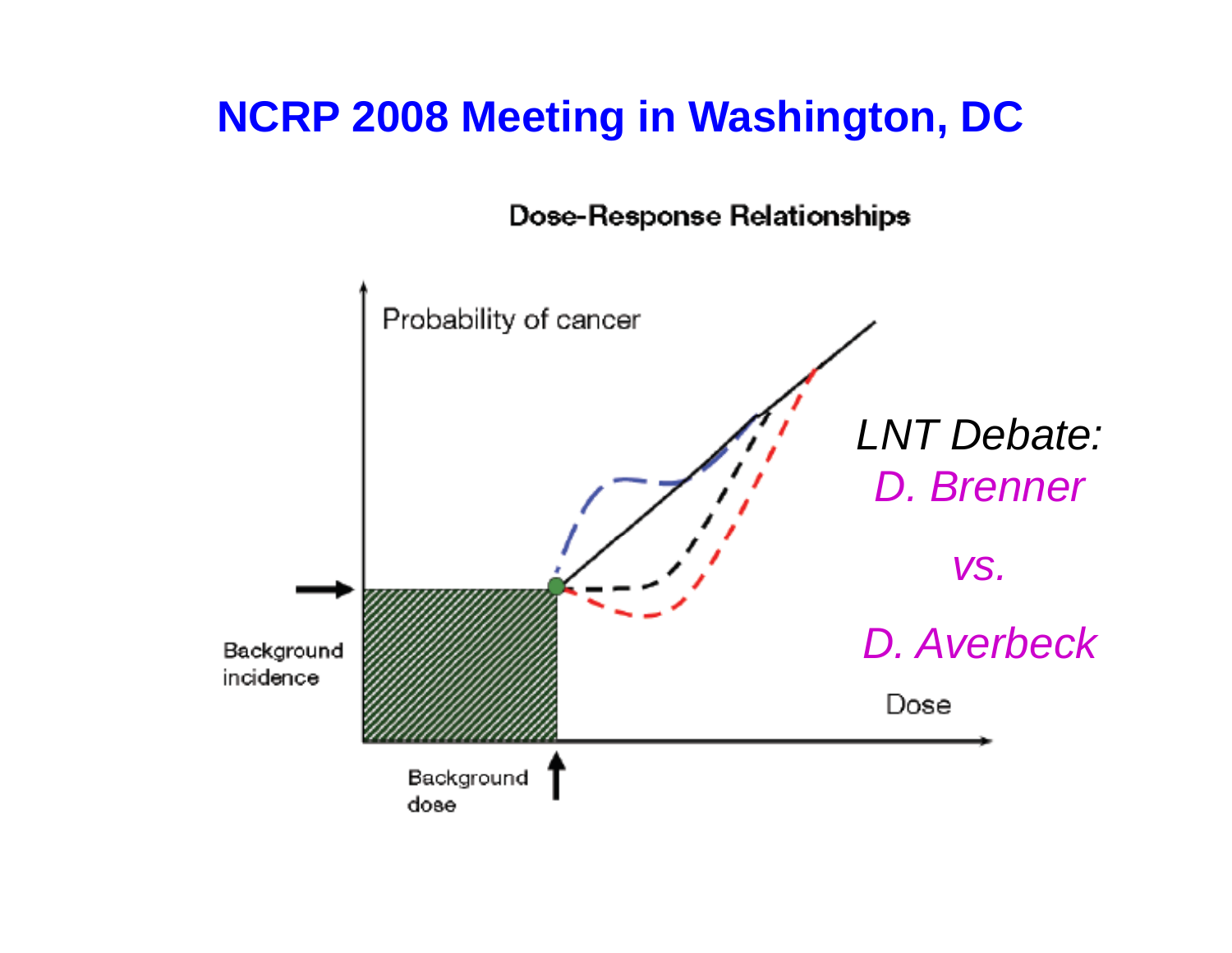# NCRP 2008 Meeting in Washington, DC

Dose-Response Relationships

Probability of cancer

Background incidence

Background dose

Dose

*LNT Debate:*

*D. Brenner*

*vs.*

*D. Averbeck*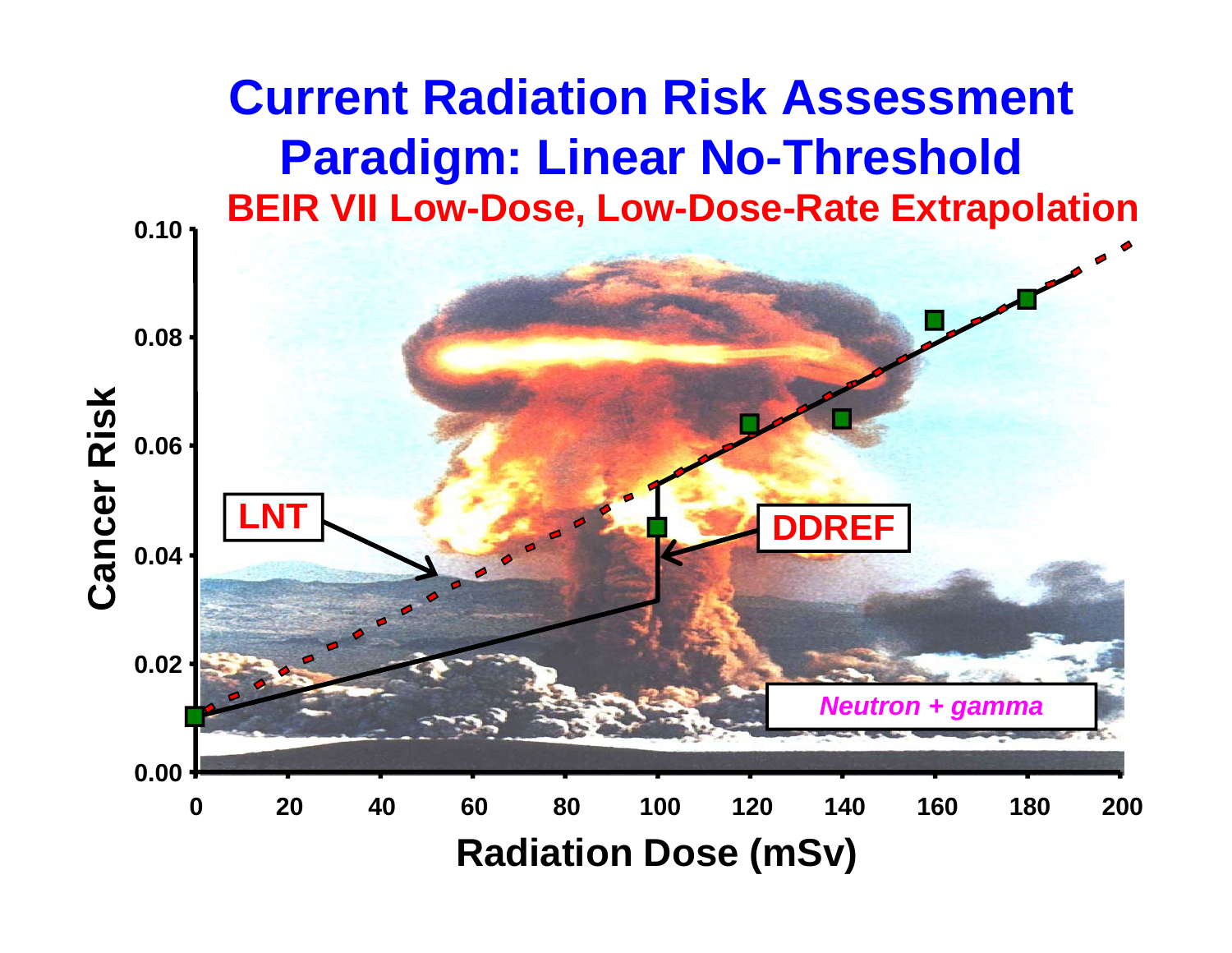# Current Radiation Risk Assessment Paradigm: Linear No-Threshold

## BEIR VII Low-Dose, Low-Dose-Rate Extrapolation

Cancer Risk (0.00–0.10) vs. Radiation Dose (mSv) (0–200)

LNT

DDREF

*Neutron + gamma*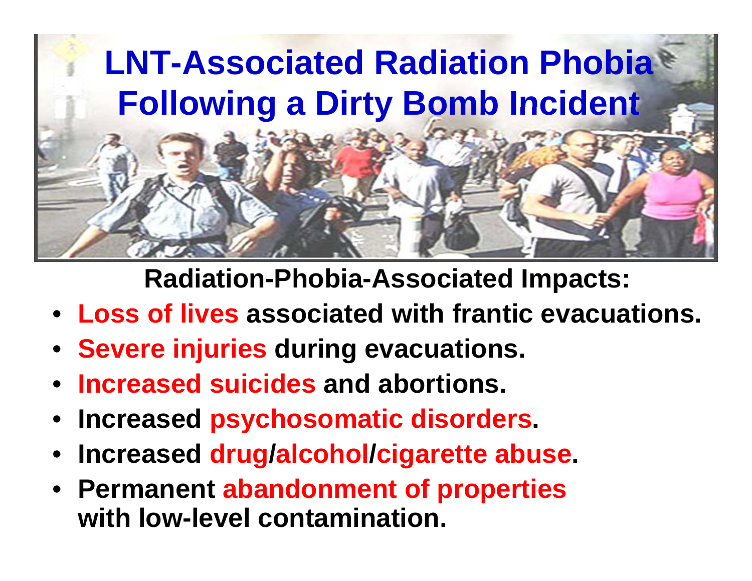# LNT-Associated Radiation Phobia Following a Dirty Bomb Incident

**Radiation-Phobia-Associated Impacts:**

- **Loss of lives associated with frantic evacuations.**
- **Severe injuries during evacuations.**
- **Increased suicides and abortions.**
- **Increased psychosomatic disorders.**
- **Increased drug/alcohol/cigarette abuse.**
- **Permanent abandonment of properties with low-level contamination.**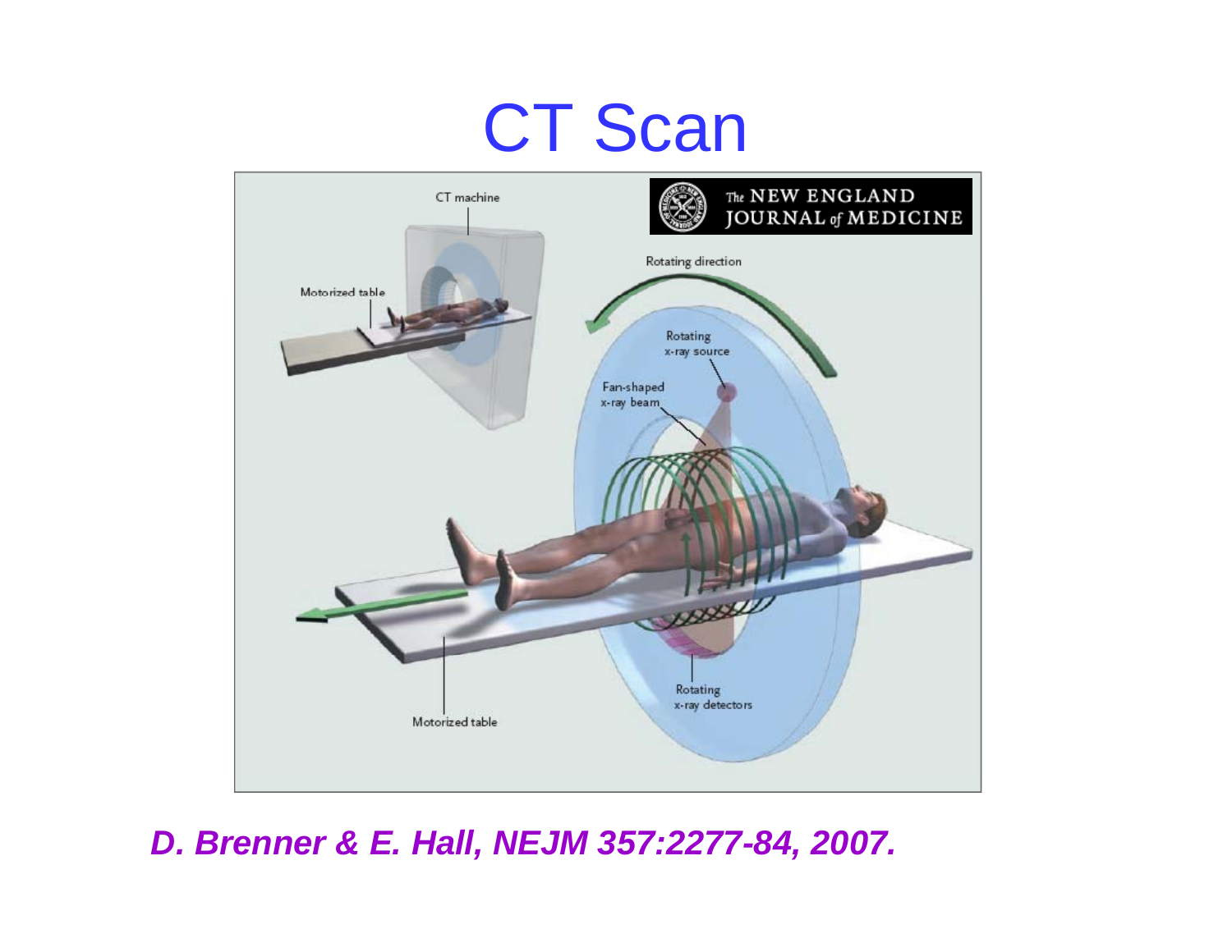# CT Scan

CT machine

Motorized table

The NEW ENGLAND JOURNAL of MEDICINE

Rotating direction

Rotating x-ray source

Fan-shaped x-ray beam

Rotating x-ray detectors

Motorized table

***D. Brenner & E. Hall, NEJM 357:2277-84, 2007.***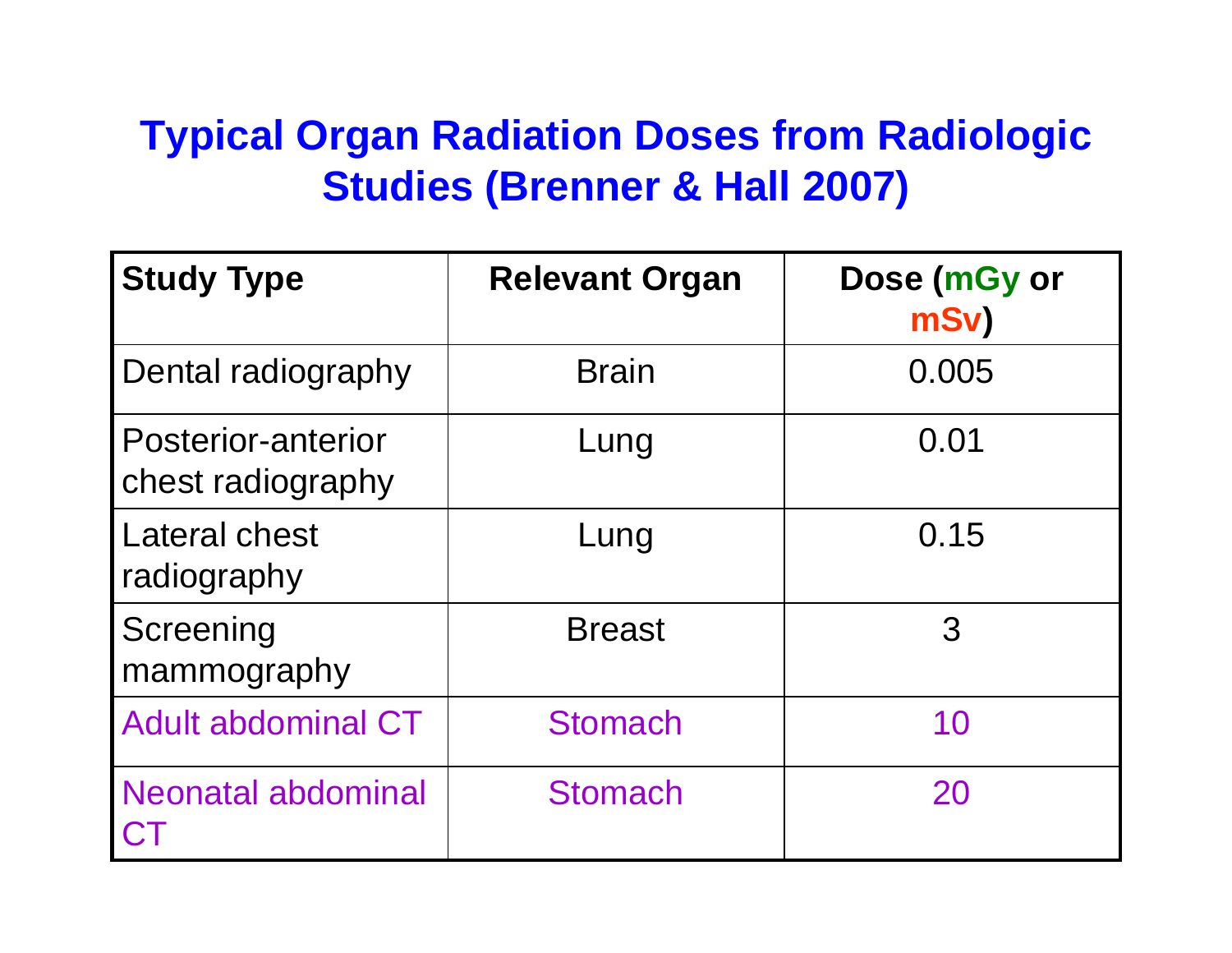# Typical Organ Radiation Doses from Radiologic Studies (Brenner & Hall 2007)

| Study Type | Relevant Organ | Dose (mGy or mSv) |
|---|---|---|
| Dental radiography | Brain | 0.005 |
| Posterior-anterior chest radiography | Lung | 0.01 |
| Lateral chest radiography | Lung | 0.15 |
| Screening mammography | Breast | 3 |
| Adult abdominal CT | Stomach | 10 |
| Neonatal abdominal CT | Stomach | 20 |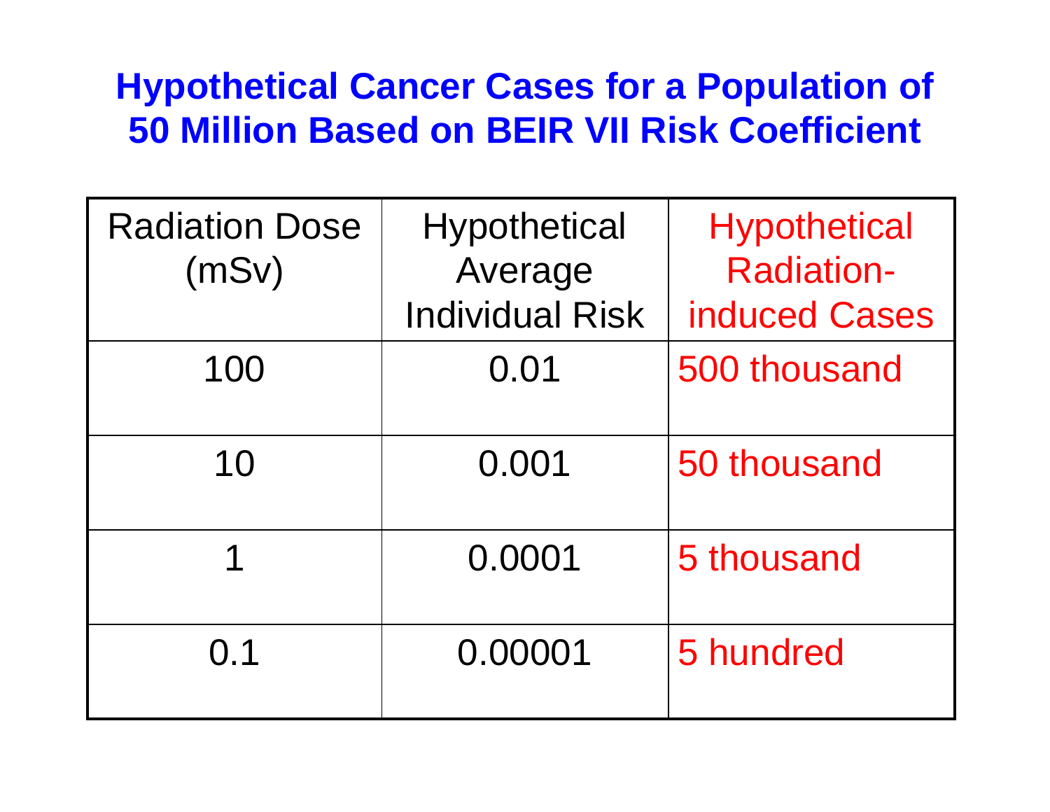# Hypothetical Cancer Cases for a Population of 50 Million Based on BEIR VII Risk Coefficient

| Radiation Dose (mSv) | Hypothetical Average Individual Risk | Hypothetical Radiation-induced Cases |
|---|---|---|
| 100 | 0.01 | 500 thousand |
| 10 | 0.001 | 50 thousand |
| 1 | 0.0001 | 5 thousand |
| 0.1 | 0.00001 | 5 hundred |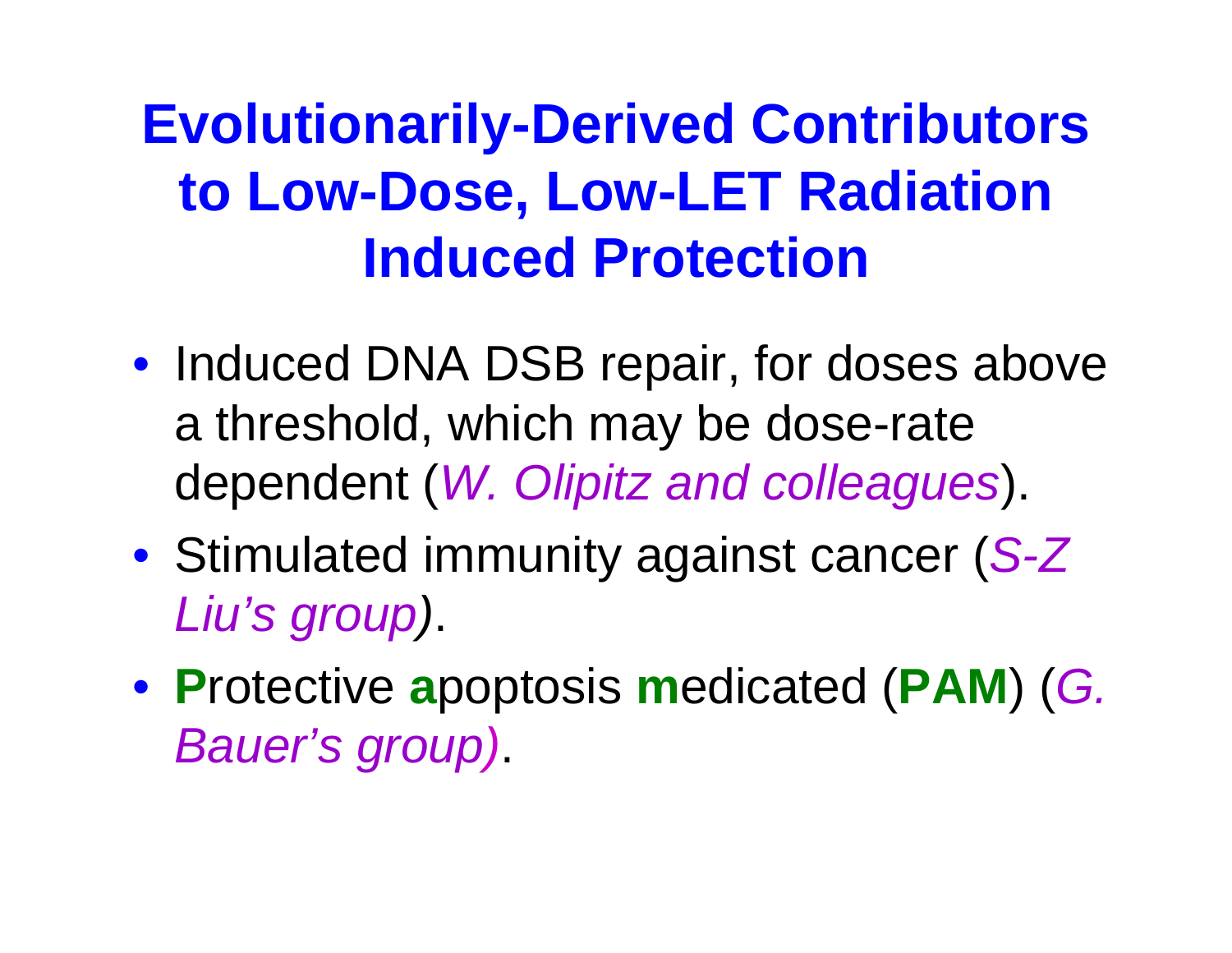# Evolutionarily-Derived Contributors to Low-Dose, Low-LET Radiation Induced Protection

- Induced DNA DSB repair, for doses above a threshold, which may be dose-rate dependent (*W. Olipitz and colleagues*).
- Stimulated immunity against cancer (*S-Z Liu's group*).
- **P**rotective **a**poptosis **m**edicated (**PAM**) (*G. Bauer's group*).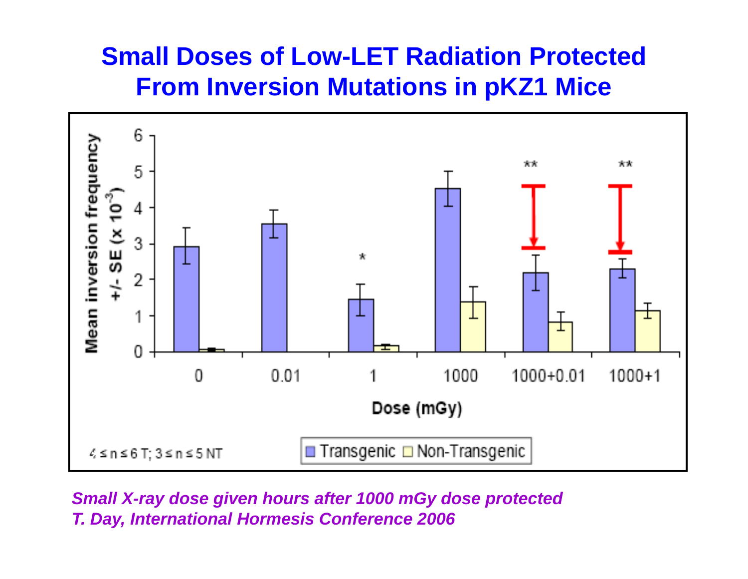# Small Doses of Low-LET Radiation Protected From Inversion Mutations in pKZ1 Mice

Mean inversion frequency +/- SE (x $10^{-3}$)

Dose (mGy): 0, 0.01, 1, 1000, 1000+0.01, 1000+1

Transgenic / Non-Transgenic

4 ≤ n ≤ 6 T; 3 ≤ n ≤ 5 NT

*Small X-ray dose given hours after 1000 mGy dose protected*
*T. Day, International Hormesis Conference 2006*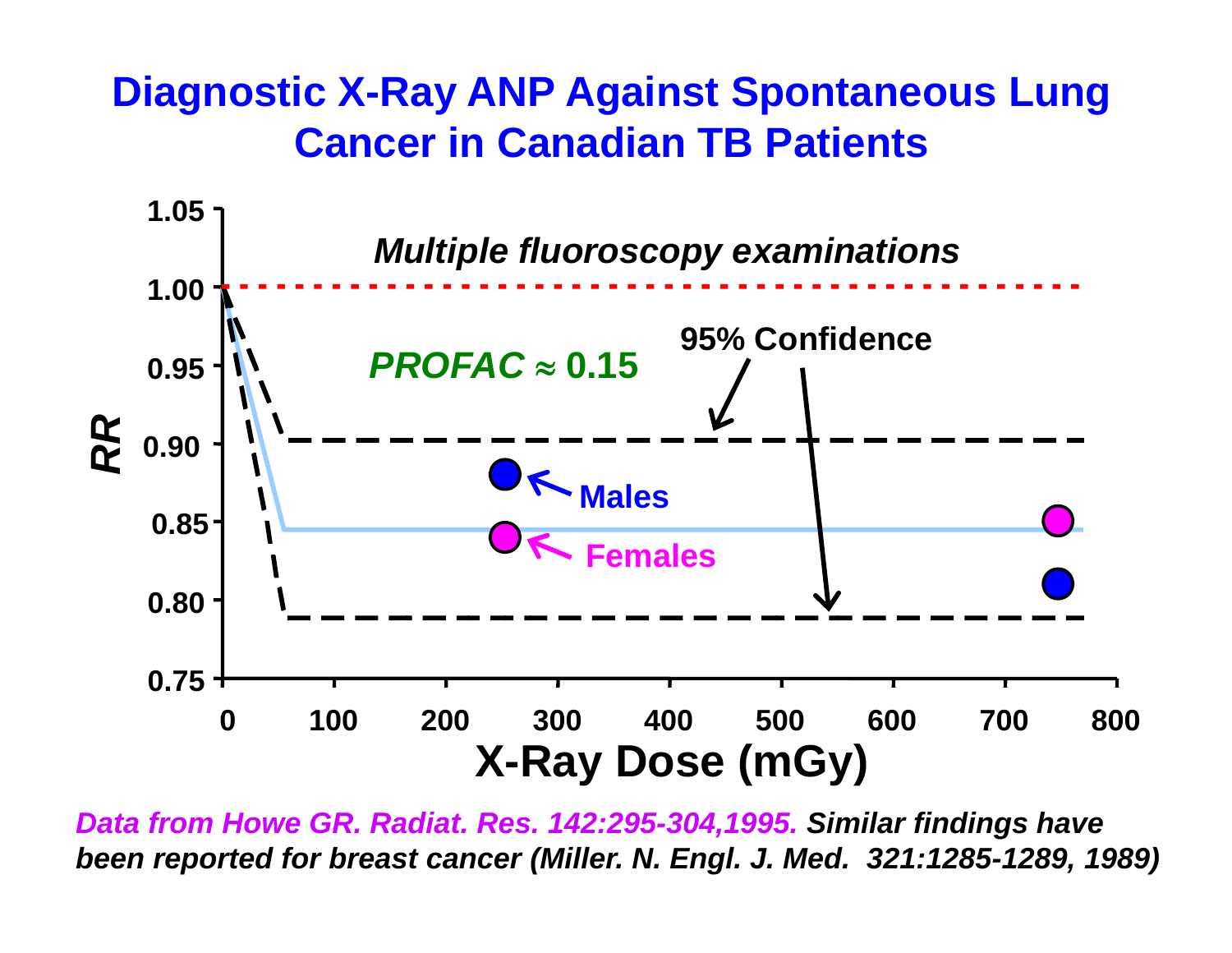# Diagnostic X-Ray ANP Against Spontaneous Lung Cancer in Canadian TB Patients

*Multiple fluoroscopy examinations*

*PROFAC* ≈ 0.15

95% Confidence

Males

Females

*RR*

X-Ray Dose (mGy)

*Data from Howe GR. Radiat. Res. 142:295-304,1995. Similar findings have been reported for breast cancer (Miller. N. Engl. J. Med. 321:1285-1289, 1989)*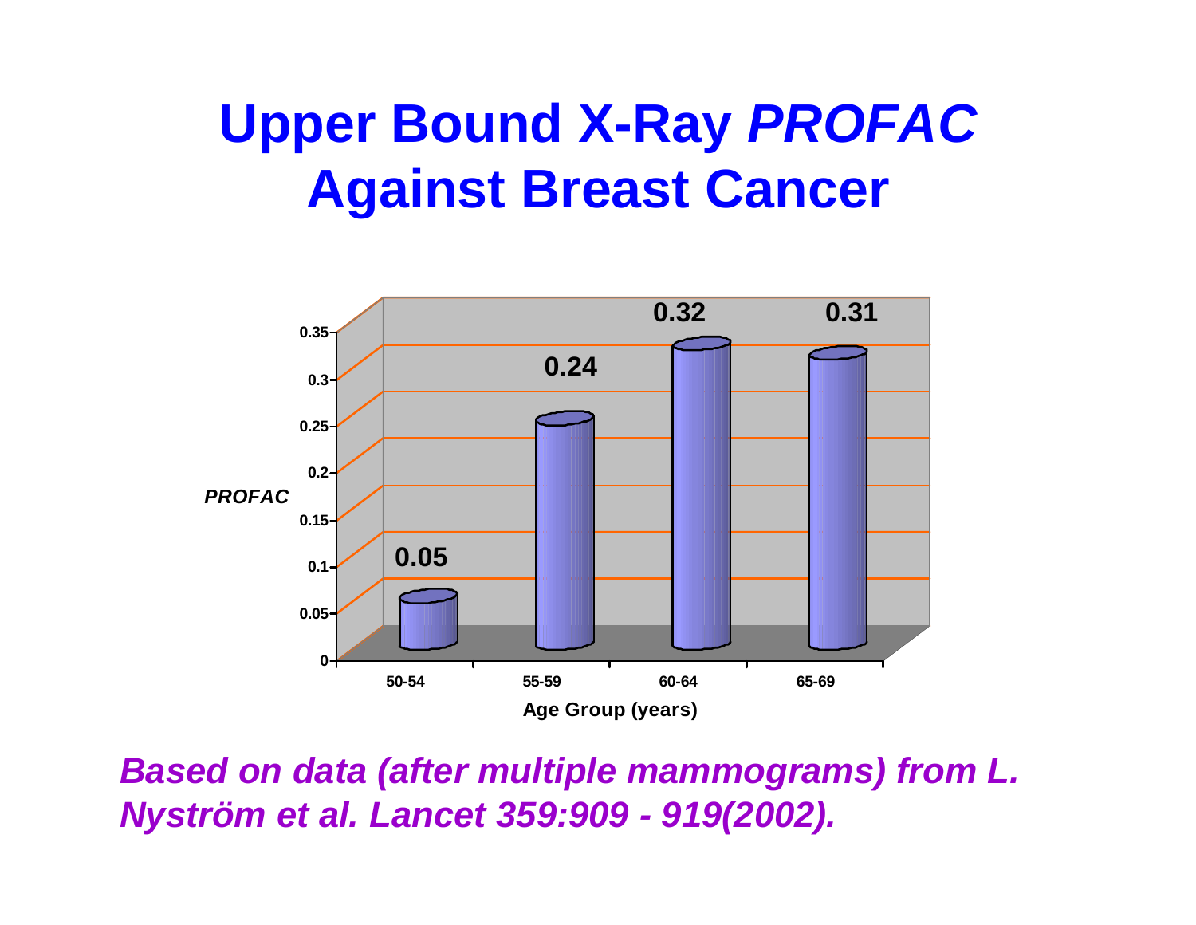# Upper Bound X-Ray *PROFAC* Against Breast Cancer

| Age Group (years) | *PROFAC* |
| --- | --- |
| 50-54 | 0.05 |
| 55-59 | 0.24 |
| 60-64 | 0.32 |
| 65-69 | 0.31 |

***Based on data (after multiple mammograms) from L. Nyström et al. Lancet 359:909 - 919(2002).***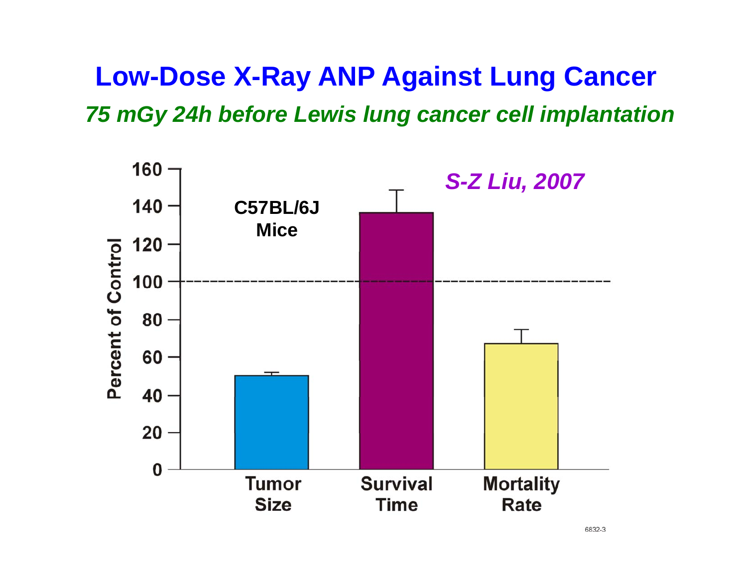# Low-Dose X-Ray ANP Against Lung Cancer

***75 mGy 24h before Lewis lung cancer cell implantation***

*S-Z Liu, 2007*

**C57BL/6J Mice**

Percent of Control

| | Tumor Size | Survival Time | Mortality Rate |
|---|---|---|---|
| Percent of Control | ~50 | ~137 | ~67 |

6832-3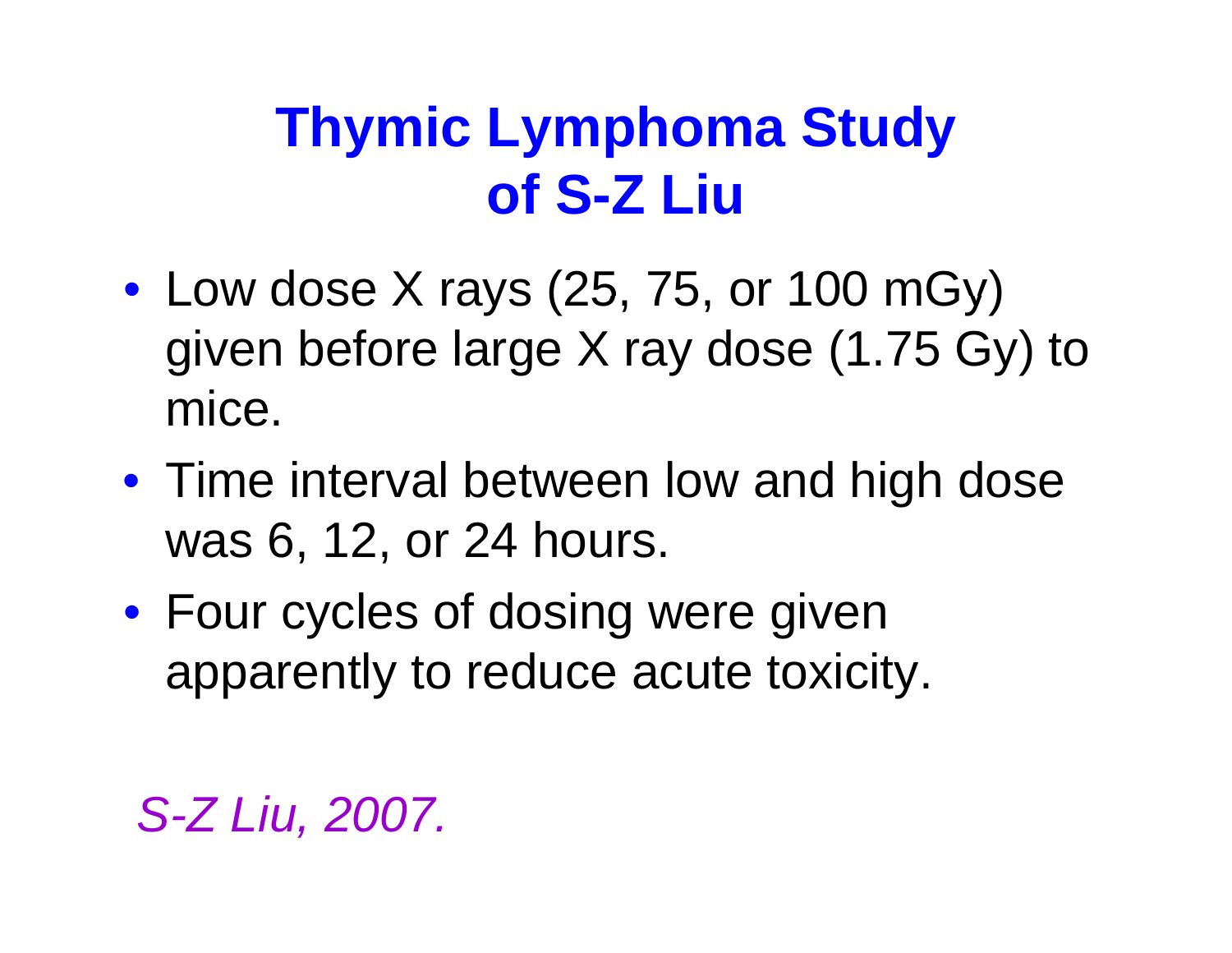# Thymic Lymphoma Study of S-Z Liu

- Low dose X rays (25, 75, or 100 mGy) given before large X ray dose (1.75 Gy) to mice.
- Time interval between low and high dose was 6, 12, or 24 hours.
- Four cycles of dosing were given apparently to reduce acute toxicity.

*S-Z Liu, 2007.*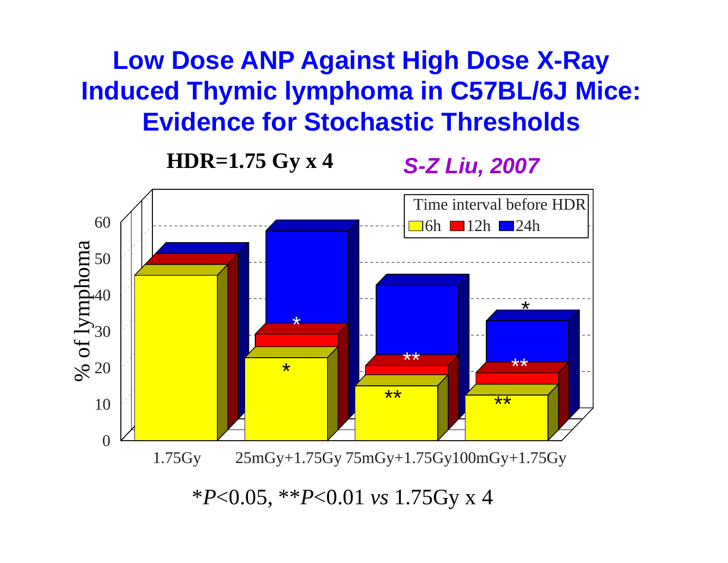# Low Dose ANP Against High Dose X-Ray Induced Thymic lymphoma in C57BL/6J Mice: Evidence for Stochastic Thresholds

**HDR=1.75 Gy x 4**

*S-Z Liu, 2007*

Time interval before HDR: 6h, 12h, 24h

% of lymphoma

1.75Gy | 25mGy+1.75Gy | 75mGy+1.75Gy | 100mGy+1.75Gy

*$P$<0.05, **$P$<0.01 *vs* 1.75Gy x 4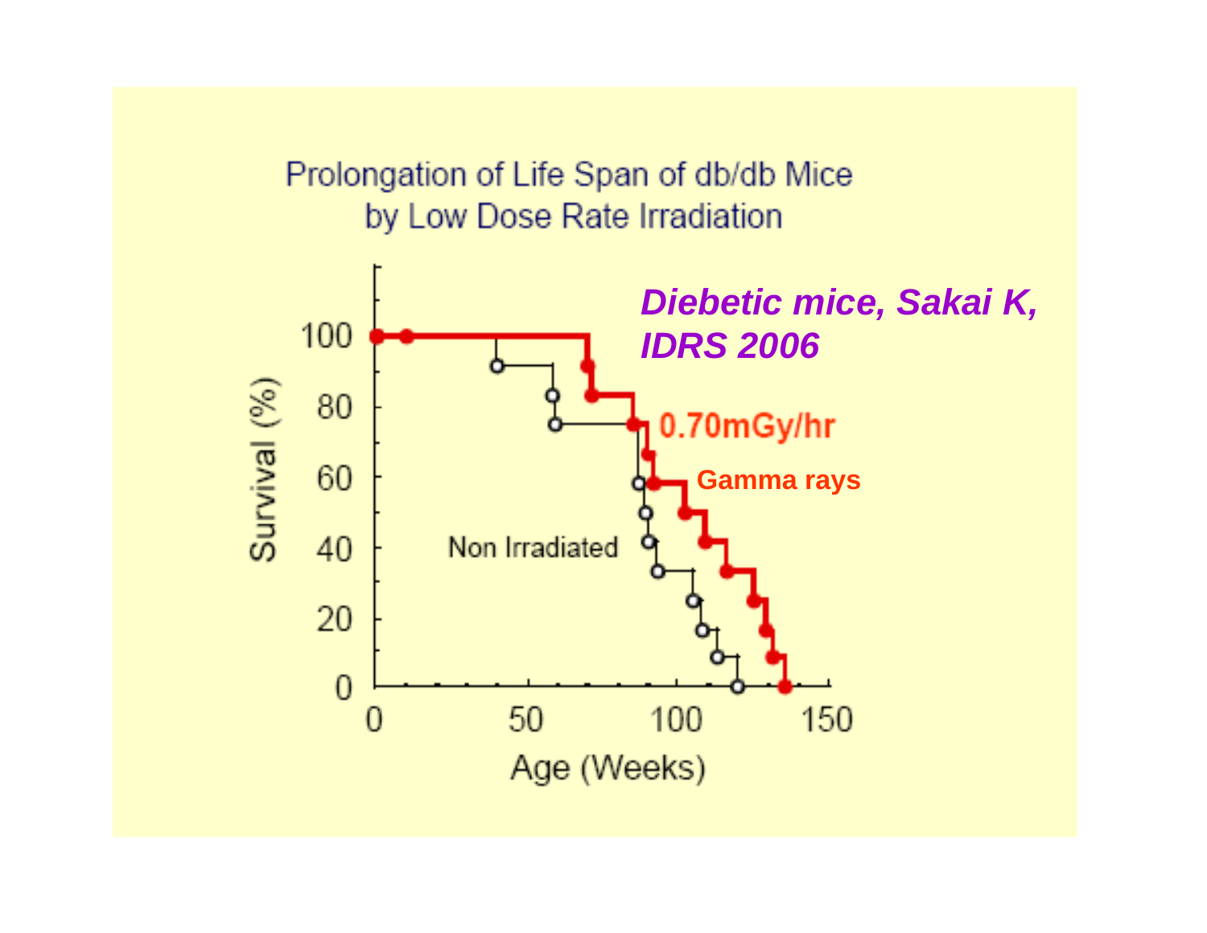Prolongation of Life Span of db/db Mice by Low Dose Rate Irradiation

*Diebetic mice, Sakai K, IDRS 2006*

0.70mGy/hr

Gamma rays

Non Irradiated

Survival (%)

Age (Weeks)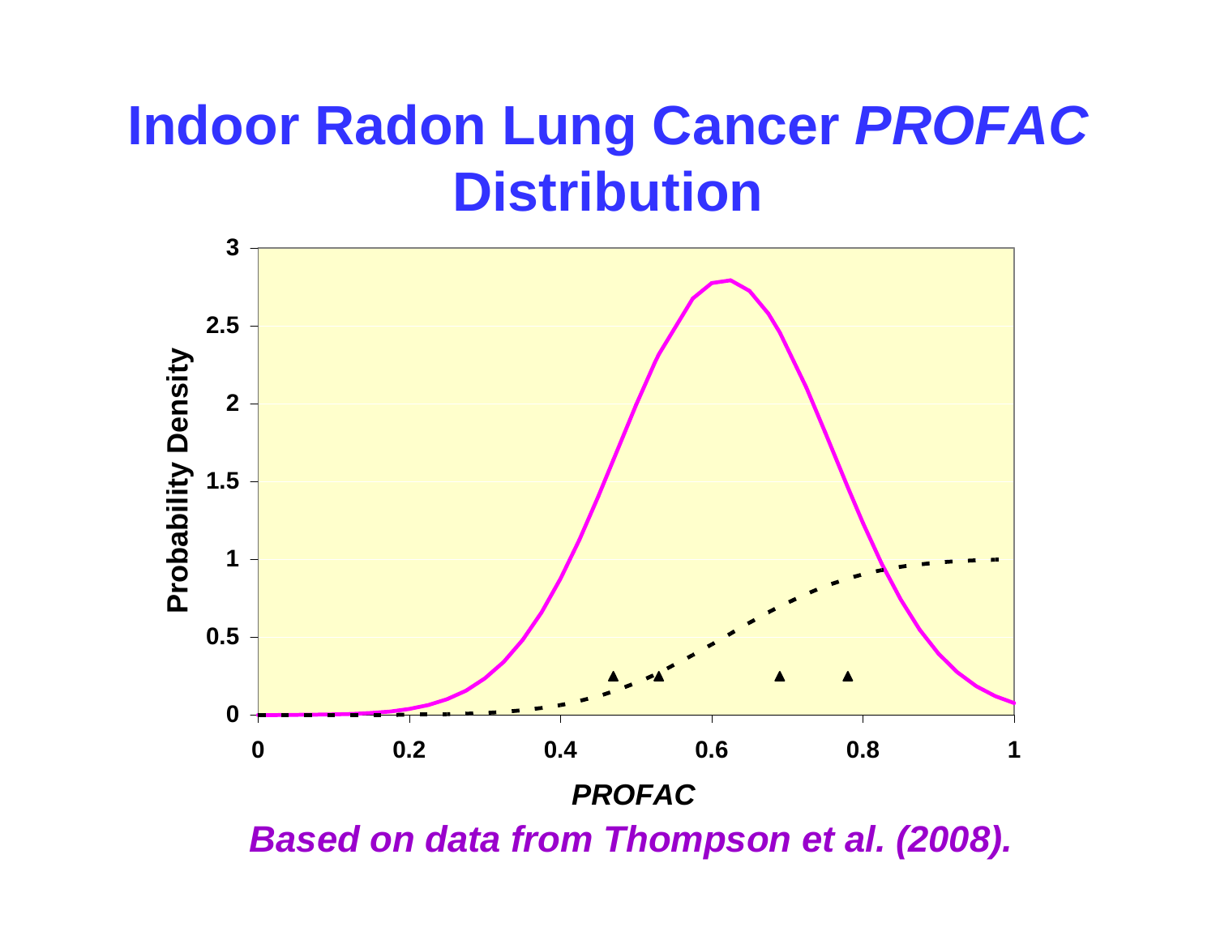# Indoor Radon Lung Cancer *PROFAC* Distribution

*Based on data from Thompson et al. (2008).*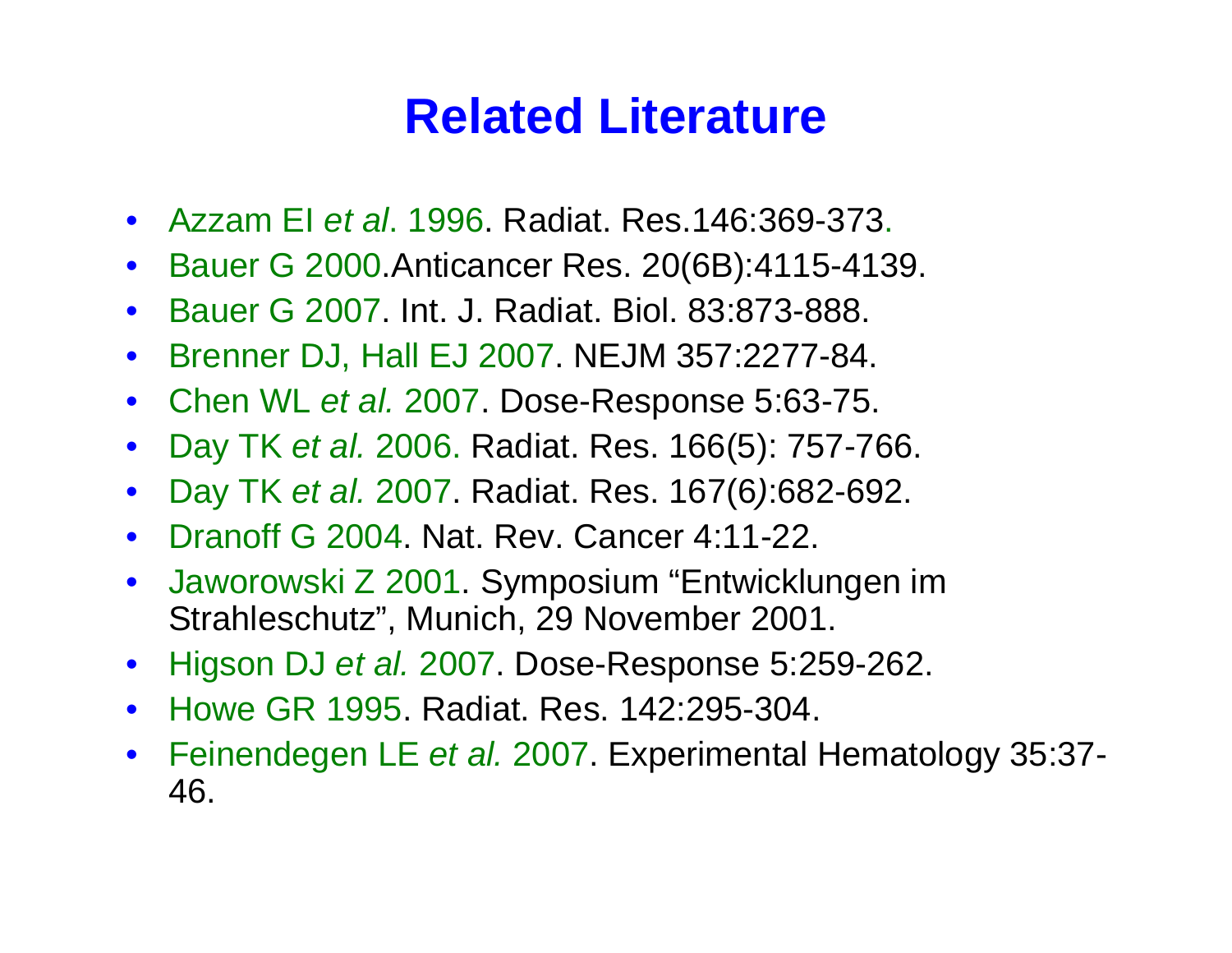# Related Literature

- Azzam EI *et al*. 1996. Radiat. Res.146:369-373.
- Bauer G 2000.Anticancer Res. 20(6B):4115-4139.
- Bauer G 2007. Int. J. Radiat. Biol. 83:873-888.
- Brenner DJ, Hall EJ 2007. NEJM 357:2277-84.
- Chen WL *et al.* 2007. Dose-Response 5:63-75.
- Day TK *et al.* 2006. Radiat. Res. 166(5): 757-766.
- Day TK *et al.* 2007. Radiat. Res. 167(6):682-692.
- Dranoff G 2004. Nat. Rev. Cancer 4:11-22.
- Jaworowski Z 2001. Symposium "Entwicklungen im Strahleschutz", Munich, 29 November 2001.
- Higson DJ *et al.* 2007. Dose-Response 5:259-262.
- Howe GR 1995. Radiat. Res. 142:295-304.
- Feinendegen LE *et al.* 2007. Experimental Hematology 35:37-46.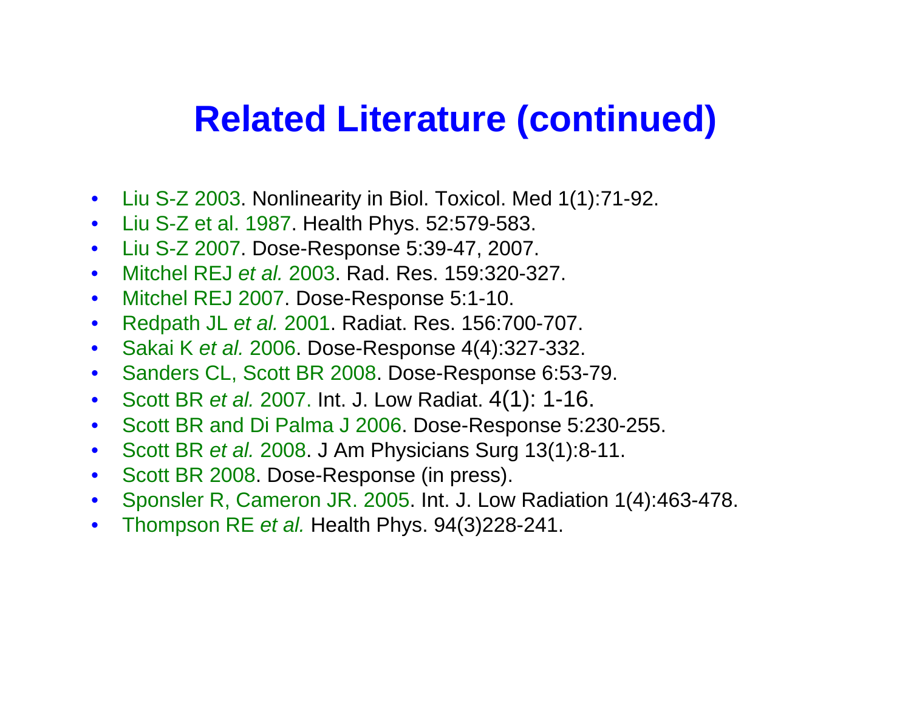# Related Literature (continued)

- Liu S-Z 2003. Nonlinearity in Biol. Toxicol. Med 1(1):71-92.
- Liu S-Z et al. 1987. Health Phys. 52:579-583.
- Liu S-Z 2007. Dose-Response 5:39-47, 2007.
- Mitchel REJ *et al.* 2003. Rad. Res. 159:320-327.
- Mitchel REJ 2007. Dose-Response 5:1-10.
- Redpath JL *et al.* 2001. Radiat. Res. 156:700-707.
- Sakai K *et al.* 2006. Dose-Response 4(4):327-332.
- Sanders CL, Scott BR 2008. Dose-Response 6:53-79.
- Scott BR *et al.* 2007. Int. J. Low Radiat. 4(1): 1-16.
- Scott BR and Di Palma J 2006. Dose-Response 5:230-255.
- Scott BR *et al.* 2008. J Am Physicians Surg 13(1):8-11.
- Scott BR 2008. Dose-Response (in press).
- Sponsler R, Cameron JR. 2005. Int. J. Low Radiation 1(4):463-478.
- Thompson RE *et al.* Health Phys. 94(3)228-241.